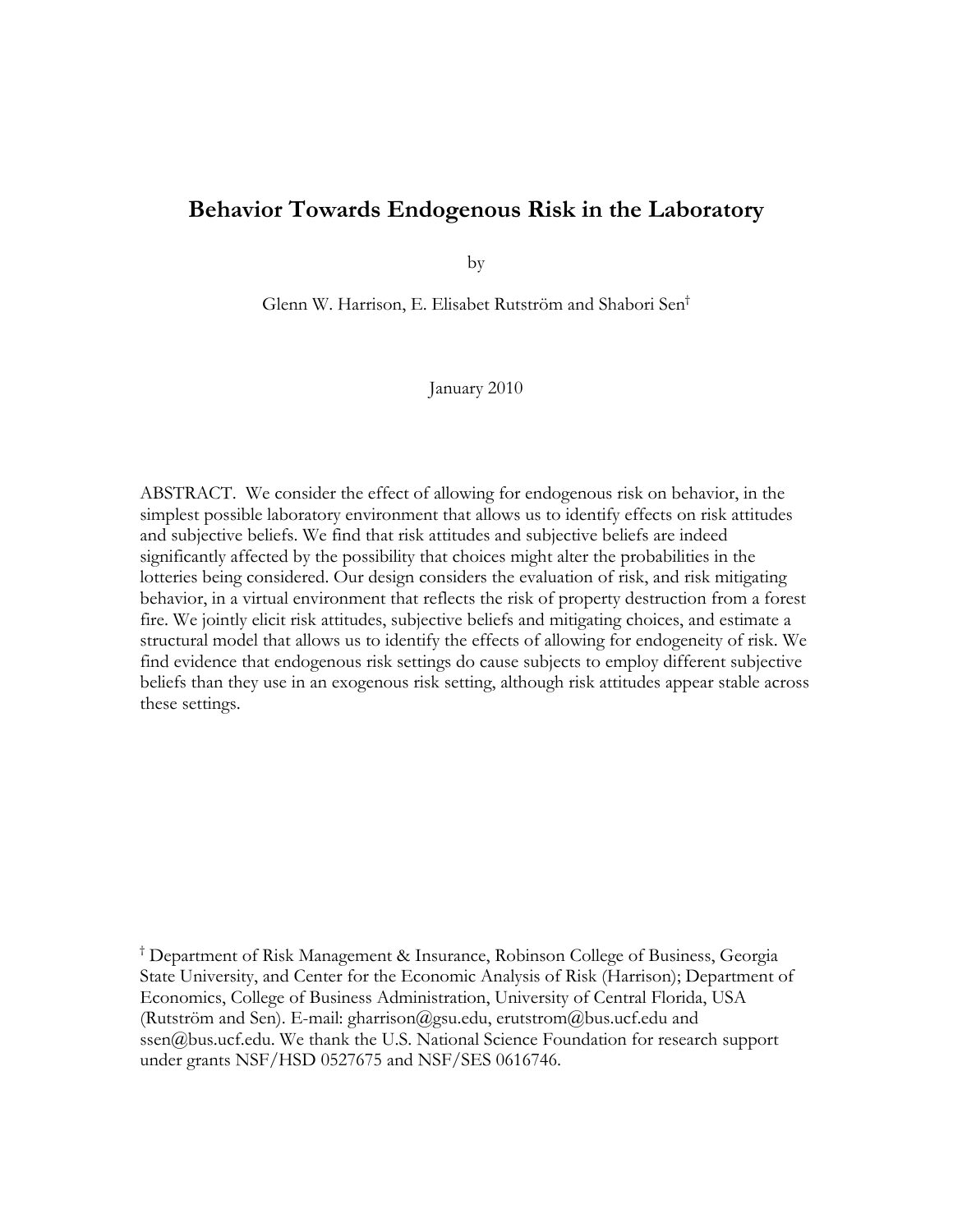# Behavior Towards Endogenous Risk in the Laboratory

by

Glenn W. Harrison, E. Elisabet Rutström and Shabori Sen[†]

January 2010

ABSTRACT. We consider the effect of allowing for endogenous risk on behavior, in the simplest possible laboratory environment that allows us to identify effects on risk attitudes and subjective beliefs. We find that risk attitudes and subjective beliefs are indeed significantly affected by the possibility that choices might alter the probabilities in the lotteries being considered. Our design considers the evaluation of risk, and risk mitigating behavior, in a virtual environment that reflects the risk of property destruction from a forest fire. We jointly elicit risk attitudes, subjective beliefs and mitigating choices, and estimate a structural model that allows us to identify the effects of allowing for endogeneity of risk. We find evidence that endogenous risk settings do cause subjects to employ different subjective beliefs than they use in an exogenous risk setting, although risk attitudes appear stable across these settings.

[†] Department of Risk Management & Insurance, Robinson College of Business, Georgia State University, and Center for the Economic Analysis of Risk (Harrison); Department of Economics, College of Business Administration, University of Central Florida, USA (Rutström and Sen). E-mail: gharrison@gsu.edu, erutstrom@bus.ucf.edu and ssen@bus.ucf.edu. We thank the U.S. National Science Foundation for research support under grants NSF/HSD 0527675 and NSF/SES 0616746.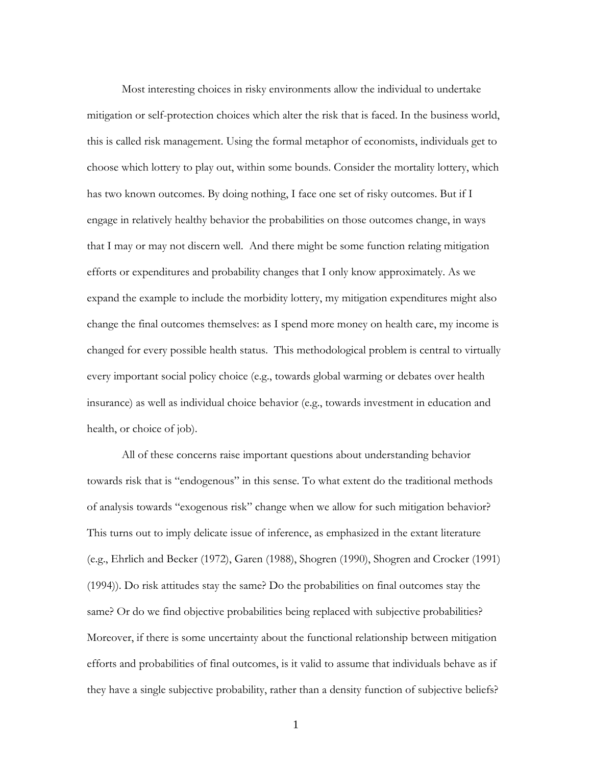Most interesting choices in risky environments allow the individual to undertake mitigation or self-protection choices which alter the risk that is faced. In the business world, this is called risk management. Using the formal metaphor of economists, individuals get to choose which lottery to play out, within some bounds. Consider the mortality lottery, which has two known outcomes. By doing nothing, I face one set of risky outcomes. But if I engage in relatively healthy behavior the probabilities on those outcomes change, in ways that I may or may not discern well. And there might be some function relating mitigation efforts or expenditures and probability changes that I only know approximately. As we expand the example to include the morbidity lottery, my mitigation expenditures might also change the final outcomes themselves: as I spend more money on health care, my income is changed for every possible health status. This methodological problem is central to virtually every important social policy choice (e.g., towards global warming or debates over health insurance) as well as individual choice behavior (e.g., towards investment in education and health, or choice of job).

All of these concerns raise important questions about understanding behavior towards risk that is "endogenous" in this sense. To what extent do the traditional methods of analysis towards "exogenous risk" change when we allow for such mitigation behavior? This turns out to imply delicate issue of inference, as emphasized in the extant literature (e.g., Ehrlich and Becker (1972), Garen (1988), Shogren (1990), Shogren and Crocker (1991) (1994)). Do risk attitudes stay the same? Do the probabilities on final outcomes stay the same? Or do we find objective probabilities being replaced with subjective probabilities? Moreover, if there is some uncertainty about the functional relationship between mitigation efforts and probabilities of final outcomes, is it valid to assume that individuals behave as if they have a single subjective probability, rather than a density function of subjective beliefs?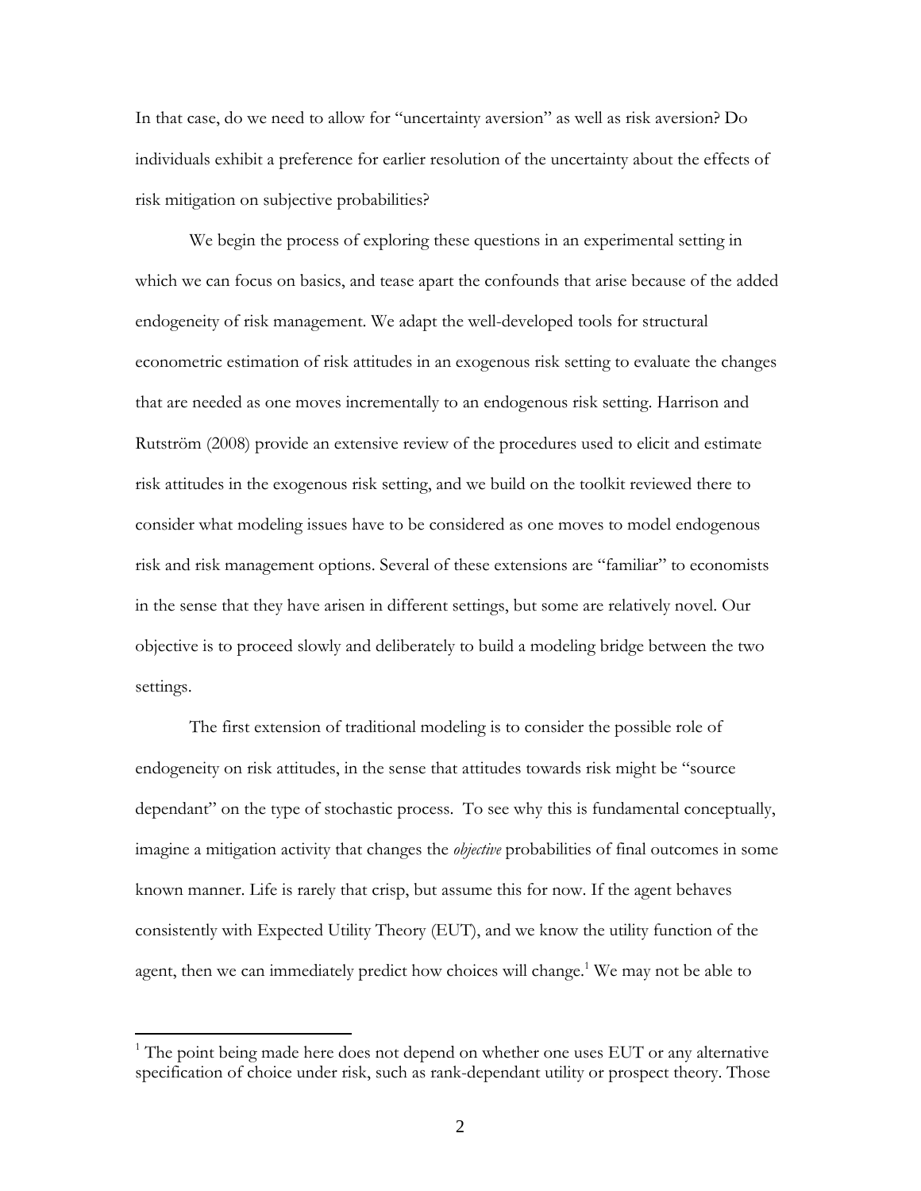In that case, do we need to allow for "uncertainty aversion" as well as risk aversion? Do individuals exhibit a preference for earlier resolution of the uncertainty about the effects of risk mitigation on subjective probabilities?

We begin the process of exploring these questions in an experimental setting in which we can focus on basics, and tease apart the confounds that arise because of the added endogeneity of risk management. We adapt the well-developed tools for structural econometric estimation of risk attitudes in an exogenous risk setting to evaluate the changes that are needed as one moves incrementally to an endogenous risk setting. Harrison and Rutström (2008) provide an extensive review of the procedures used to elicit and estimate risk attitudes in the exogenous risk setting, and we build on the toolkit reviewed there to consider what modeling issues have to be considered as one moves to model endogenous risk and risk management options. Several of these extensions are "familiar" to economists in the sense that they have arisen in different settings, but some are relatively novel. Our objective is to proceed slowly and deliberately to build a modeling bridge between the two settings.

The first extension of traditional modeling is to consider the possible role of endogeneity on risk attitudes, in the sense that attitudes towards risk might be "source dependant" on the type of stochastic process. To see why this is fundamental conceptually, imagine a mitigation activity that changes the *objective* probabilities of final outcomes in some known manner. Life is rarely that crisp, but assume this for now. If the agent behaves consistently with Expected Utility Theory (EUT), and we know the utility function of the agent, then we can immediately predict how choices will change.[1] We may not be able to

[1] The point being made here does not depend on whether one uses EUT or any alternative specification of choice under risk, such as rank-dependant utility or prospect theory. Those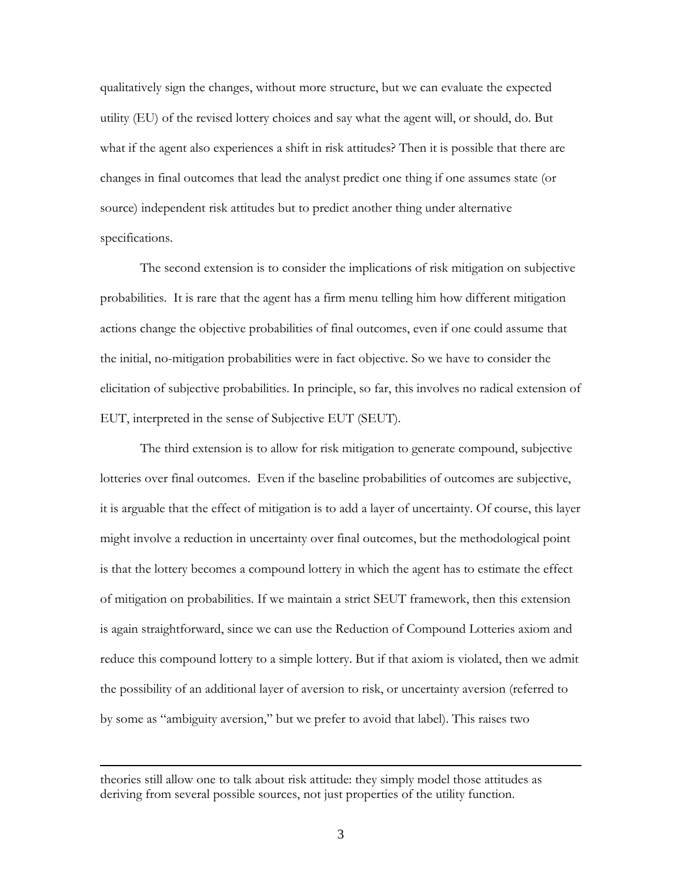qualitatively sign the changes, without more structure, but we can evaluate the expected utility (EU) of the revised lottery choices and say what the agent will, or should, do. But what if the agent also experiences a shift in risk attitudes? Then it is possible that there are changes in final outcomes that lead the analyst predict one thing if one assumes state (or source) independent risk attitudes but to predict another thing under alternative specifications.

The second extension is to consider the implications of risk mitigation on subjective probabilities. It is rare that the agent has a firm menu telling him how different mitigation actions change the objective probabilities of final outcomes, even if one could assume that the initial, no-mitigation probabilities were in fact objective. So we have to consider the elicitation of subjective probabilities. In principle, so far, this involves no radical extension of EUT, interpreted in the sense of Subjective EUT (SEUT).

The third extension is to allow for risk mitigation to generate compound, subjective lotteries over final outcomes. Even if the baseline probabilities of outcomes are subjective, it is arguable that the effect of mitigation is to add a layer of uncertainty. Of course, this layer might involve a reduction in uncertainty over final outcomes, but the methodological point is that the lottery becomes a compound lottery in which the agent has to estimate the effect of mitigation on probabilities. If we maintain a strict SEUT framework, then this extension is again straightforward, since we can use the Reduction of Compound Lotteries axiom and reduce this compound lottery to a simple lottery. But if that axiom is violated, then we admit the possibility of an additional layer of aversion to risk, or uncertainty aversion (referred to by some as "ambiguity aversion," but we prefer to avoid that label). This raises two

---

theories still allow one to talk about risk attitude: they simply model those attitudes as deriving from several possible sources, not just properties of the utility function.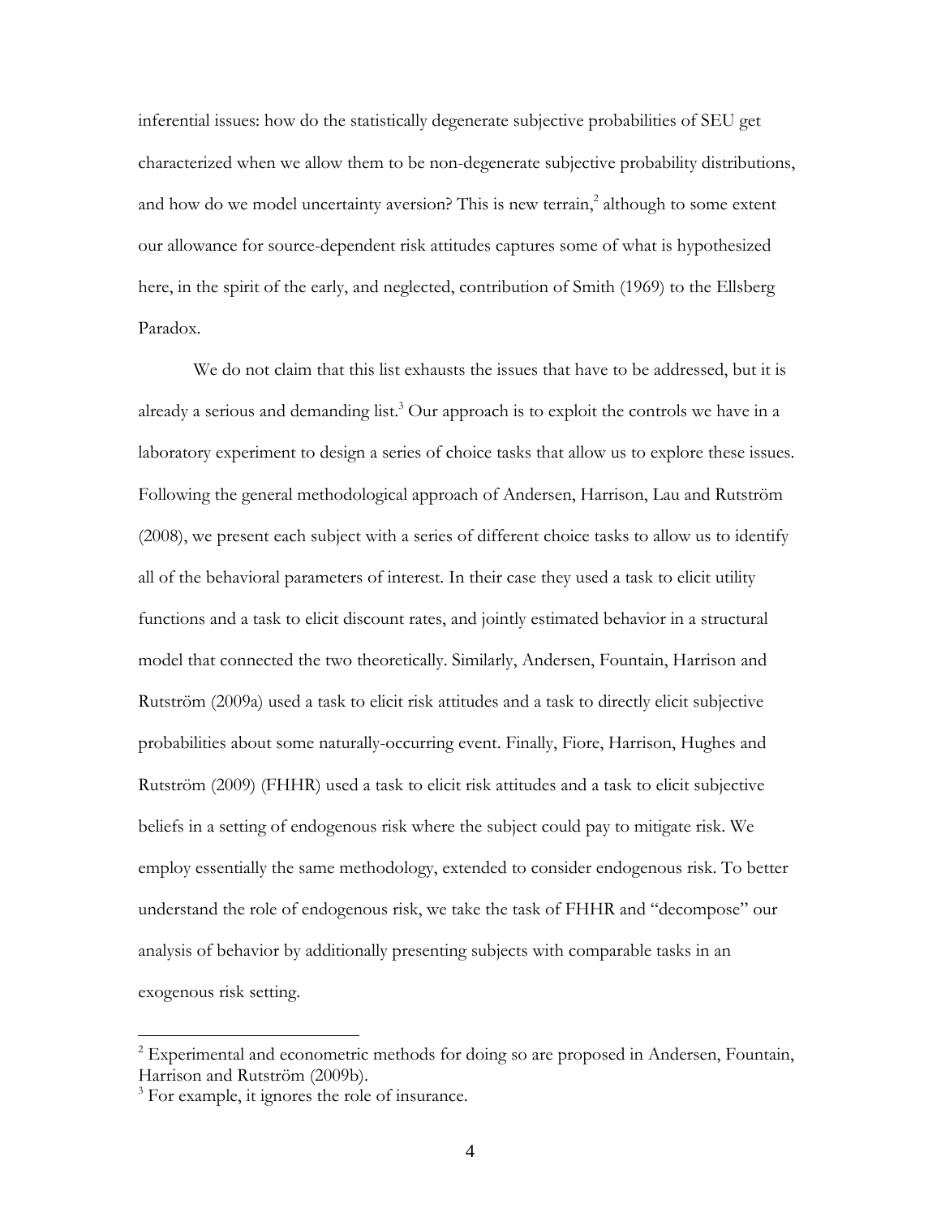inferential issues: how do the statistically degenerate subjective probabilities of SEU get characterized when we allow them to be non-degenerate subjective probability distributions, and how do we model uncertainty aversion? This is new terrain,[2] although to some extent our allowance for source-dependent risk attitudes captures some of what is hypothesized here, in the spirit of the early, and neglected, contribution of Smith (1969) to the Ellsberg Paradox.

We do not claim that this list exhausts the issues that have to be addressed, but it is already a serious and demanding list.[3] Our approach is to exploit the controls we have in a laboratory experiment to design a series of choice tasks that allow us to explore these issues. Following the general methodological approach of Andersen, Harrison, Lau and Rutström (2008), we present each subject with a series of different choice tasks to allow us to identify all of the behavioral parameters of interest. In their case they used a task to elicit utility functions and a task to elicit discount rates, and jointly estimated behavior in a structural model that connected the two theoretically. Similarly, Andersen, Fountain, Harrison and Rutström (2009a) used a task to elicit risk attitudes and a task to directly elicit subjective probabilities about some naturally-occurring event. Finally, Fiore, Harrison, Hughes and Rutström (2009) (FHHR) used a task to elicit risk attitudes and a task to elicit subjective beliefs in a setting of endogenous risk where the subject could pay to mitigate risk. We employ essentially the same methodology, extended to consider endogenous risk. To better understand the role of endogenous risk, we take the task of FHHR and "decompose" our analysis of behavior by additionally presenting subjects with comparable tasks in an exogenous risk setting.

[2] Experimental and econometric methods for doing so are proposed in Andersen, Fountain, Harrison and Rutström (2009b).

[3] For example, it ignores the role of insurance.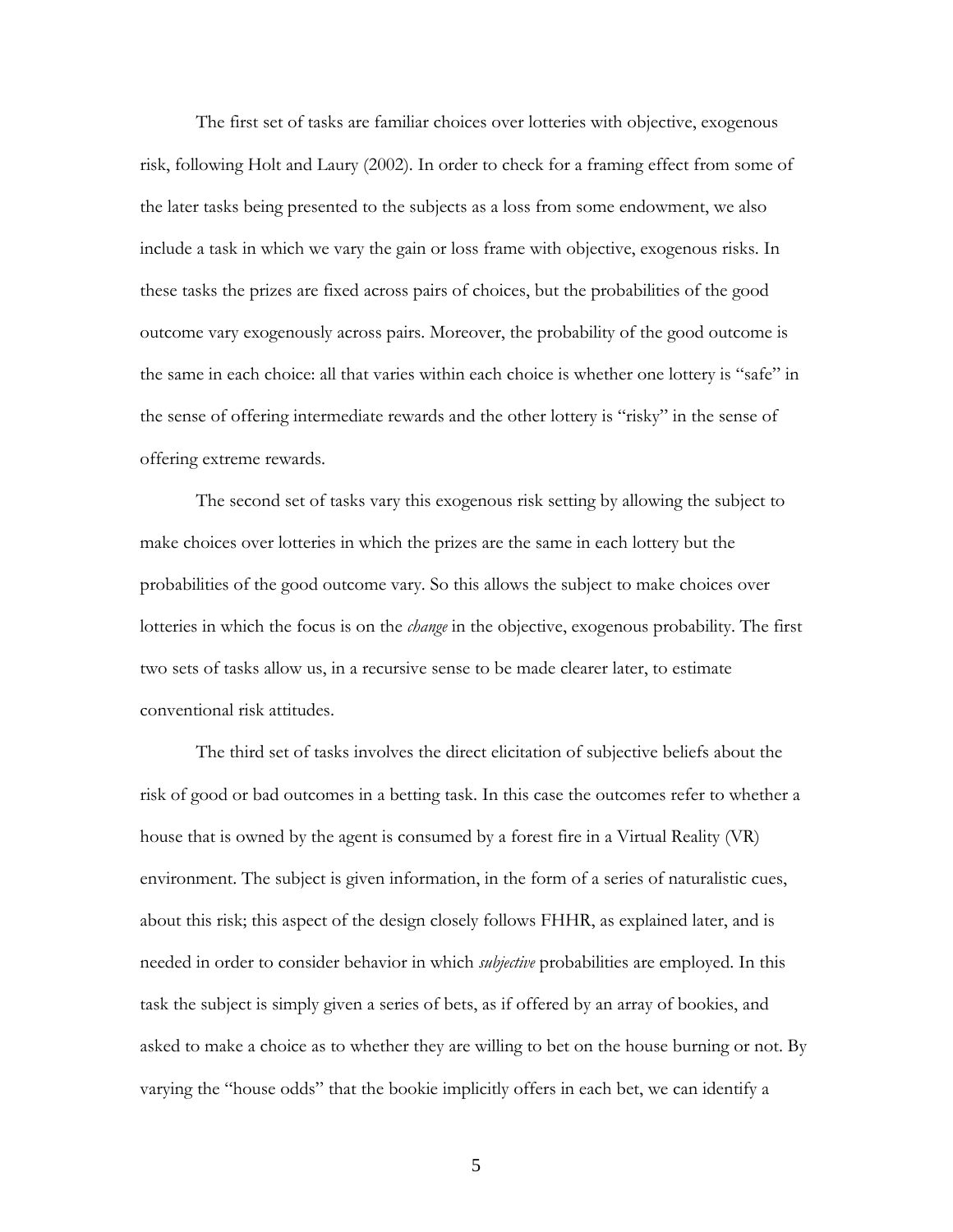The first set of tasks are familiar choices over lotteries with objective, exogenous risk, following Holt and Laury (2002). In order to check for a framing effect from some of the later tasks being presented to the subjects as a loss from some endowment, we also include a task in which we vary the gain or loss frame with objective, exogenous risks. In these tasks the prizes are fixed across pairs of choices, but the probabilities of the good outcome vary exogenously across pairs. Moreover, the probability of the good outcome is the same in each choice: all that varies within each choice is whether one lottery is "safe" in the sense of offering intermediate rewards and the other lottery is "risky" in the sense of offering extreme rewards.

The second set of tasks vary this exogenous risk setting by allowing the subject to make choices over lotteries in which the prizes are the same in each lottery but the probabilities of the good outcome vary. So this allows the subject to make choices over lotteries in which the focus is on the *change* in the objective, exogenous probability. The first two sets of tasks allow us, in a recursive sense to be made clearer later, to estimate conventional risk attitudes.

The third set of tasks involves the direct elicitation of subjective beliefs about the risk of good or bad outcomes in a betting task. In this case the outcomes refer to whether a house that is owned by the agent is consumed by a forest fire in a Virtual Reality (VR) environment. The subject is given information, in the form of a series of naturalistic cues, about this risk; this aspect of the design closely follows FHHR, as explained later, and is needed in order to consider behavior in which *subjective* probabilities are employed. In this task the subject is simply given a series of bets, as if offered by an array of bookies, and asked to make a choice as to whether they are willing to bet on the house burning or not. By varying the "house odds" that the bookie implicitly offers in each bet, we can identify a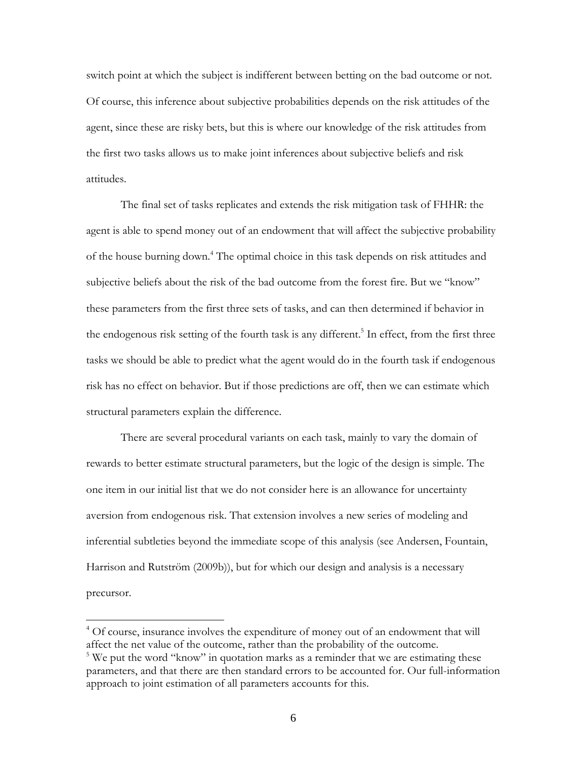switch point at which the subject is indifferent between betting on the bad outcome or not. Of course, this inference about subjective probabilities depends on the risk attitudes of the agent, since these are risky bets, but this is where our knowledge of the risk attitudes from the first two tasks allows us to make joint inferences about subjective beliefs and risk attitudes.

The final set of tasks replicates and extends the risk mitigation task of FHHR: the agent is able to spend money out of an endowment that will affect the subjective probability of the house burning down.[4] The optimal choice in this task depends on risk attitudes and subjective beliefs about the risk of the bad outcome from the forest fire. But we "know" these parameters from the first three sets of tasks, and can then determined if behavior in the endogenous risk setting of the fourth task is any different.[5] In effect, from the first three tasks we should be able to predict what the agent would do in the fourth task if endogenous risk has no effect on behavior. But if those predictions are off, then we can estimate which structural parameters explain the difference.

There are several procedural variants on each task, mainly to vary the domain of rewards to better estimate structural parameters, but the logic of the design is simple. The one item in our initial list that we do not consider here is an allowance for uncertainty aversion from endogenous risk. That extension involves a new series of modeling and inferential subtleties beyond the immediate scope of this analysis (see Andersen, Fountain, Harrison and Rutström (2009b)), but for which our design and analysis is a necessary precursor.

---

[4] Of course, insurance involves the expenditure of money out of an endowment that will affect the net value of the outcome, rather than the probability of the outcome.

[5] We put the word "know" in quotation marks as a reminder that we are estimating these parameters, and that there are then standard errors to be accounted for. Our full-information approach to joint estimation of all parameters accounts for this.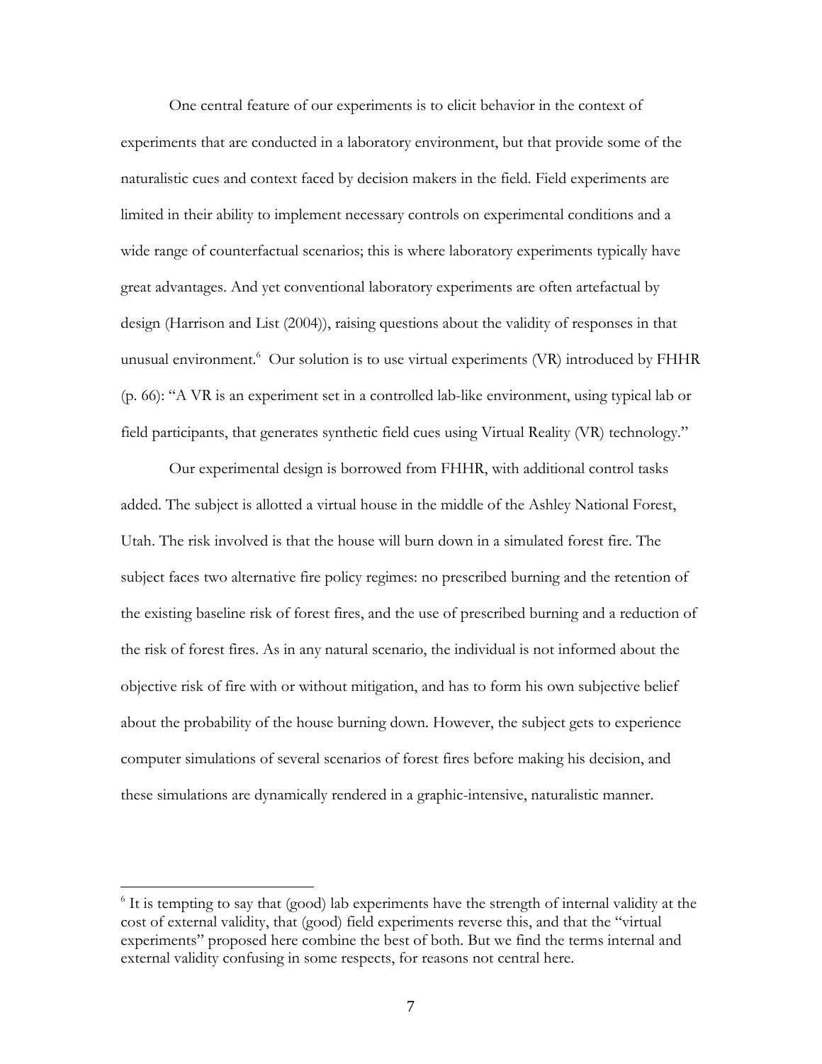One central feature of our experiments is to elicit behavior in the context of experiments that are conducted in a laboratory environment, but that provide some of the naturalistic cues and context faced by decision makers in the field. Field experiments are limited in their ability to implement necessary controls on experimental conditions and a wide range of counterfactual scenarios; this is where laboratory experiments typically have great advantages. And yet conventional laboratory experiments are often artefactual by design (Harrison and List (2004)), raising questions about the validity of responses in that unusual environment.[6] Our solution is to use virtual experiments (VR) introduced by FHHR (p. 66): "A VR is an experiment set in a controlled lab-like environment, using typical lab or field participants, that generates synthetic field cues using Virtual Reality (VR) technology."

Our experimental design is borrowed from FHHR, with additional control tasks added. The subject is allotted a virtual house in the middle of the Ashley National Forest, Utah. The risk involved is that the house will burn down in a simulated forest fire. The subject faces two alternative fire policy regimes: no prescribed burning and the retention of the existing baseline risk of forest fires, and the use of prescribed burning and a reduction of the risk of forest fires. As in any natural scenario, the individual is not informed about the objective risk of fire with or without mitigation, and has to form his own subjective belief about the probability of the house burning down. However, the subject gets to experience computer simulations of several scenarios of forest fires before making his decision, and these simulations are dynamically rendered in a graphic-intensive, naturalistic manner.

[6] It is tempting to say that (good) lab experiments have the strength of internal validity at the cost of external validity, that (good) field experiments reverse this, and that the "virtual experiments" proposed here combine the best of both. But we find the terms internal and external validity confusing in some respects, for reasons not central here.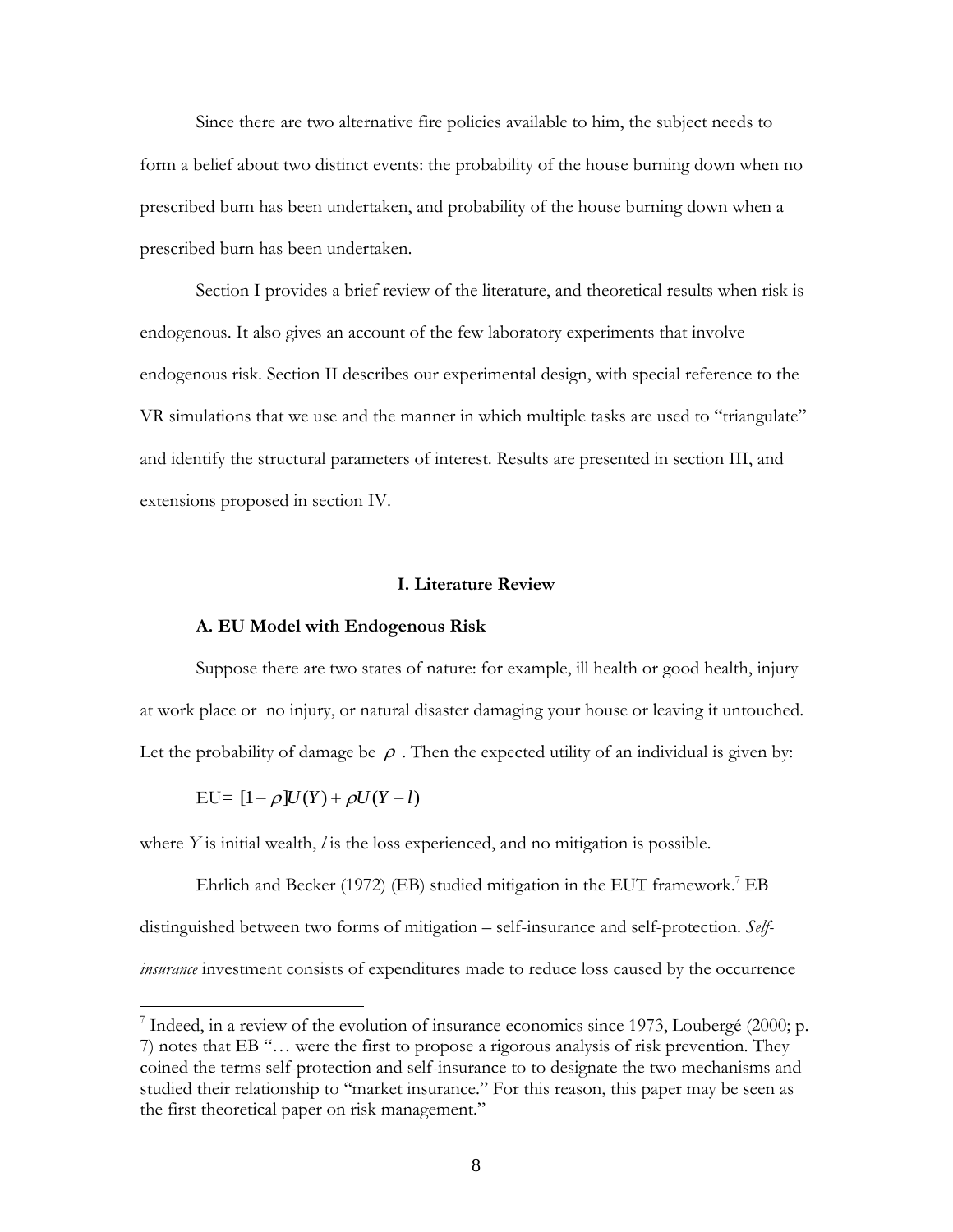Since there are two alternative fire policies available to him, the subject needs to form a belief about two distinct events: the probability of the house burning down when no prescribed burn has been undertaken, and probability of the house burning down when a prescribed burn has been undertaken.

Section I provides a brief review of the literature, and theoretical results when risk is endogenous. It also gives an account of the few laboratory experiments that involve endogenous risk. Section II describes our experimental design, with special reference to the VR simulations that we use and the manner in which multiple tasks are used to "triangulate" and identify the structural parameters of interest. Results are presented in section III, and extensions proposed in section IV.

## I. Literature Review

### A. EU Model with Endogenous Risk

Suppose there are two states of nature: for example, ill health or good health, injury at work place or no injury, or natural disaster damaging your house or leaving it untouched. Let the probability of damage be $\rho$ . Then the expected utility of an individual is given by:

$$\text{EU}= [1-\rho]U(Y)+\rho U(Y-l)$$

where $Y$ is initial wealth, $l$ is the loss experienced, and no mitigation is possible.

Ehrlich and Becker (1972) (EB) studied mitigation in the EUT framework.[7] EB distinguished between two forms of mitigation – self-insurance and self-protection. *Self-insurance* investment consists of expenditures made to reduce loss caused by the occurrence

[7] Indeed, in a review of the evolution of insurance economics since 1973, Loubergé (2000; p. 7) notes that EB "… were the first to propose a rigorous analysis of risk prevention. They coined the terms self-protection and self-insurance to to designate the two mechanisms and studied their relationship to "market insurance." For this reason, this paper may be seen as the first theoretical paper on risk management."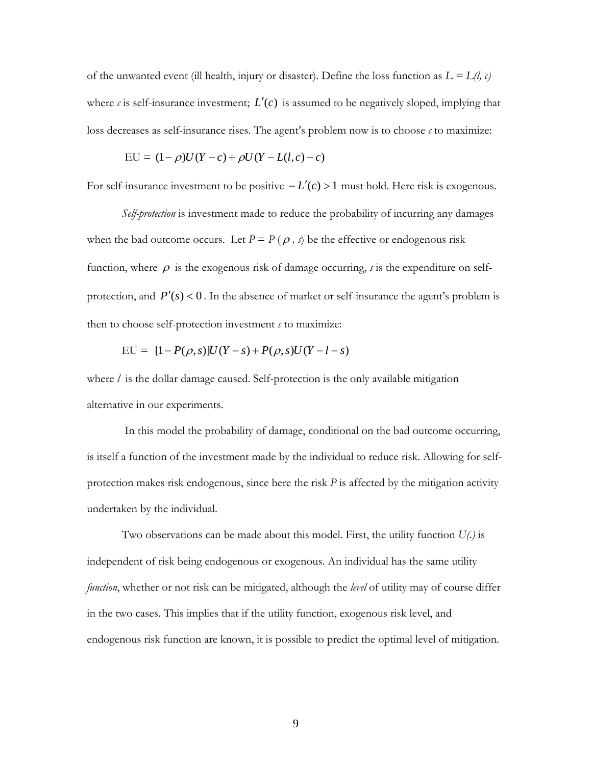of the unwanted event (ill health, injury or disaster). Define the loss function as $L = L(l, c)$ where $c$ is self-insurance investment; $L'(c)$ is assumed to be negatively sloped, implying that loss decreases as self-insurance rises. The agent's problem now is to choose $c$ to maximize:

$$\text{EU} = (1-\rho)U(Y-c) + \rho U(Y - L(l,c) - c)$$

For self-insurance investment to be positive $-L'(c) > 1$ must hold. Here risk is exogenous.

*Self-protection* is investment made to reduce the probability of incurring any damages when the bad outcome occurs. Let $P = P(\rho, s)$ be the effective or endogenous risk function, where $\rho$ is the exogenous risk of damage occurring, $s$ is the expenditure on self-protection, and $P'(s) < 0$. In the absence of market or self-insurance the agent's problem is then to choose self-protection investment $s$ to maximize:

$$\text{EU} = [1 - P(\rho, s)]U(Y-s) + P(\rho, s)U(Y - l - s)$$

where $l$ is the dollar damage caused. Self-protection is the only available mitigation alternative in our experiments.

In this model the probability of damage, conditional on the bad outcome occurring, is itself a function of the investment made by the individual to reduce risk. Allowing for self-protection makes risk endogenous, since here the risk $P$ is affected by the mitigation activity undertaken by the individual.

Two observations can be made about this model. First, the utility function $U(.)$ is independent of risk being endogenous or exogenous. An individual has the same utility *function*, whether or not risk can be mitigated, although the *level* of utility may of course differ in the two cases. This implies that if the utility function, exogenous risk level, and endogenous risk function are known, it is possible to predict the optimal level of mitigation.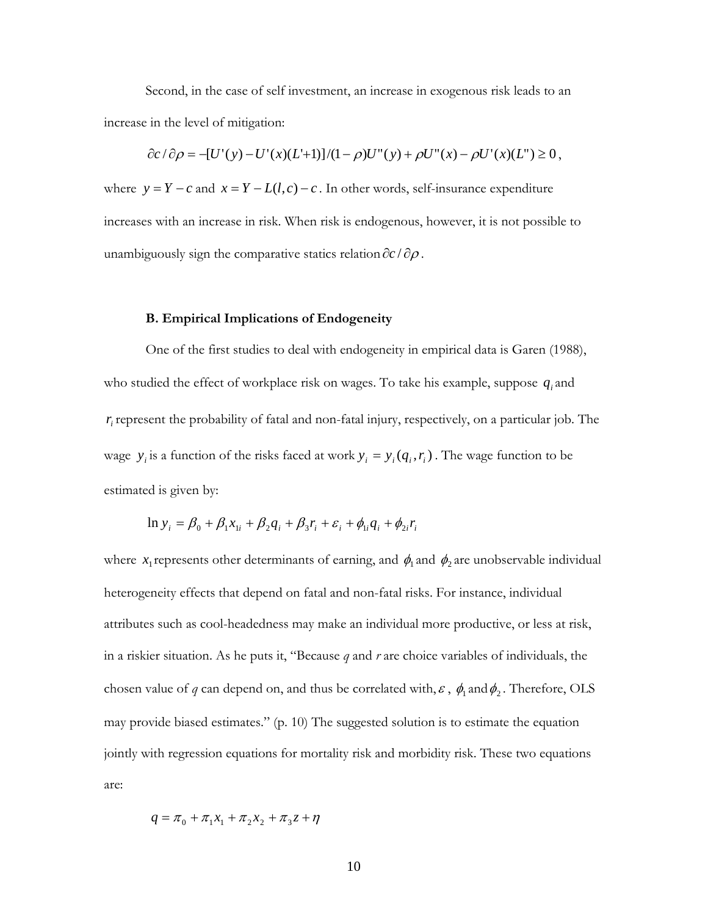Second, in the case of self investment, an increase in exogenous risk leads to an increase in the level of mitigation:

$$\partial c / \partial \rho = -[U'(y) - U'(x)(L'+1)]/(1-\rho)U''(y) + \rho U''(x) - \rho U'(x)(L'') \geq 0,$$

where $y = Y - c$ and $x = Y - L(l,c) - c$. In other words, self-insurance expenditure increases with an increase in risk. When risk is endogenous, however, it is not possible to unambiguously sign the comparative statics relation $\partial c / \partial \rho$.

### B. Empirical Implications of Endogeneity

One of the first studies to deal with endogeneity in empirical data is Garen (1988), who studied the effect of workplace risk on wages. To take his example, suppose $q_i$ and $r_i$ represent the probability of fatal and non-fatal injury, respectively, on a particular job. The wage $y_i$ is a function of the risks faced at work $y_i = y_i(q_i, r_i)$. The wage function to be estimated is given by:

$$\ln y_i = \beta_0 + \beta_1 x_{1i} + \beta_2 q_i + \beta_3 r_i + \varepsilon_i + \phi_{1i} q_i + \phi_{2i} r_i$$

where $x_1$ represents other determinants of earning, and $\phi_1$ and $\phi_2$ are unobservable individual heterogeneity effects that depend on fatal and non-fatal risks. For instance, individual attributes such as cool-headedness may make an individual more productive, or less at risk, in a riskier situation. As he puts it, "Because *q* and *r* are choice variables of individuals, the chosen value of *q* can depend on, and thus be correlated with, $\varepsilon$, $\phi_1$ and $\phi_2$. Therefore, OLS may provide biased estimates." (p. 10) The suggested solution is to estimate the equation jointly with regression equations for mortality risk and morbidity risk. These two equations are:

$$q = \pi_0 + \pi_1 x_1 + \pi_2 x_2 + \pi_3 z + \eta$$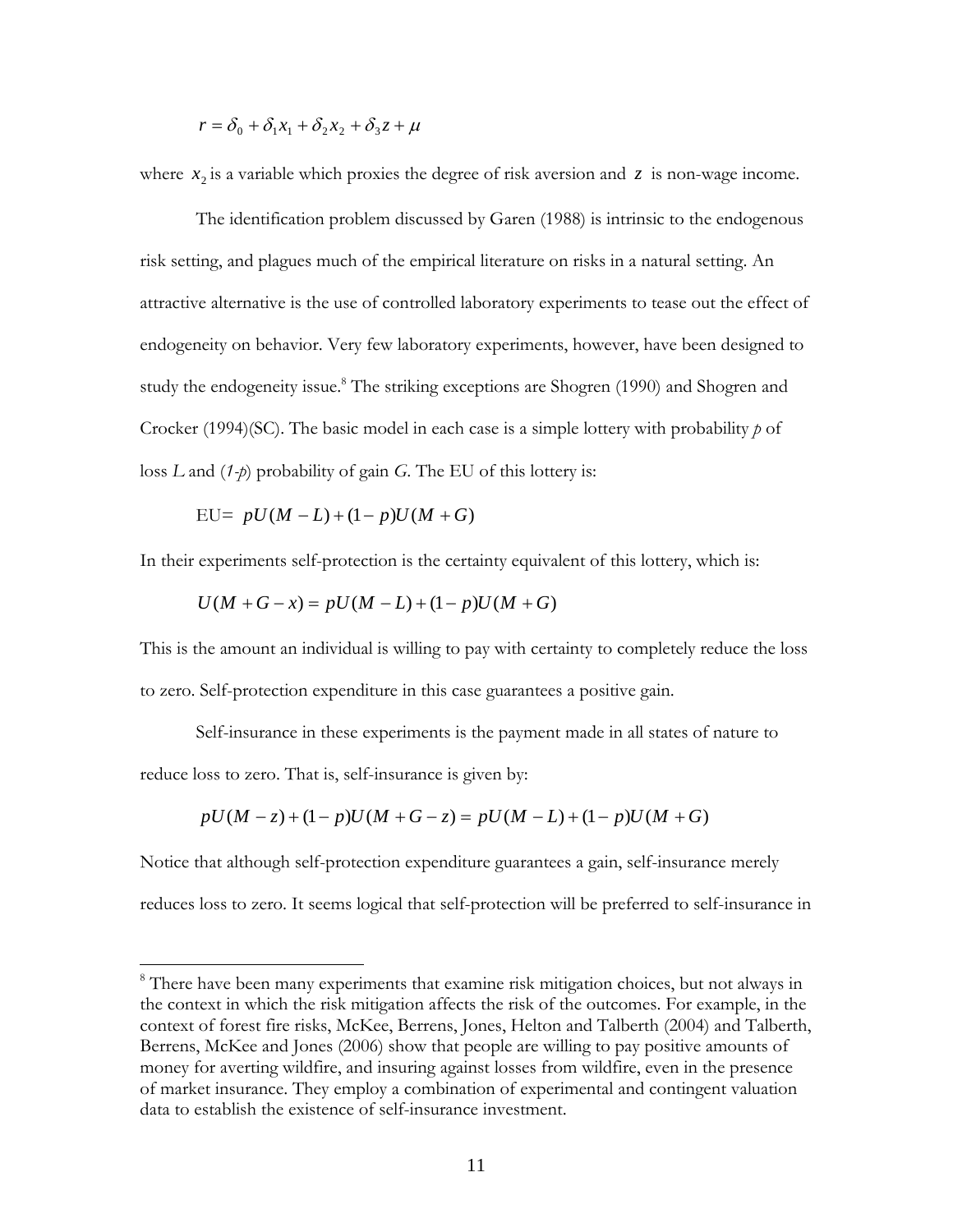$$r = \delta_0 + \delta_1 x_1 + \delta_2 x_2 + \delta_3 z + \mu$$

where $x_2$ is a variable which proxies the degree of risk aversion and $z$ is non-wage income.

The identification problem discussed by Garen (1988) is intrinsic to the endogenous risk setting, and plagues much of the empirical literature on risks in a natural setting. An attractive alternative is the use of controlled laboratory experiments to tease out the effect of endogeneity on behavior. Very few laboratory experiments, however, have been designed to study the endogeneity issue.[8] The striking exceptions are Shogren (1990) and Shogren and Crocker (1994)(SC). The basic model in each case is a simple lottery with probability *p* of loss *L* and *(1-p)* probability of gain *G*. The EU of this lottery is:

$$\text{EU}= pU(M-L)+(1-p)U(M+G)$$

In their experiments self-protection is the certainty equivalent of this lottery, which is:

$$U(M+G-x) = pU(M-L)+(1-p)U(M+G)$$

This is the amount an individual is willing to pay with certainty to completely reduce the loss to zero. Self-protection expenditure in this case guarantees a positive gain.

Self-insurance in these experiments is the payment made in all states of nature to reduce loss to zero. That is, self-insurance is given by:

$$pU(M-z)+(1-p)U(M+G-z) = pU(M-L)+(1-p)U(M+G)$$

Notice that although self-protection expenditure guarantees a gain, self-insurance merely reduces loss to zero. It seems logical that self-protection will be preferred to self-insurance in

[8] There have been many experiments that examine risk mitigation choices, but not always in the context in which the risk mitigation affects the risk of the outcomes. For example, in the context of forest fire risks, McKee, Berrens, Jones, Helton and Talberth (2004) and Talberth, Berrens, McKee and Jones (2006) show that people are willing to pay positive amounts of money for averting wildfire, and insuring against losses from wildfire, even in the presence of market insurance. They employ a combination of experimental and contingent valuation data to establish the existence of self-insurance investment.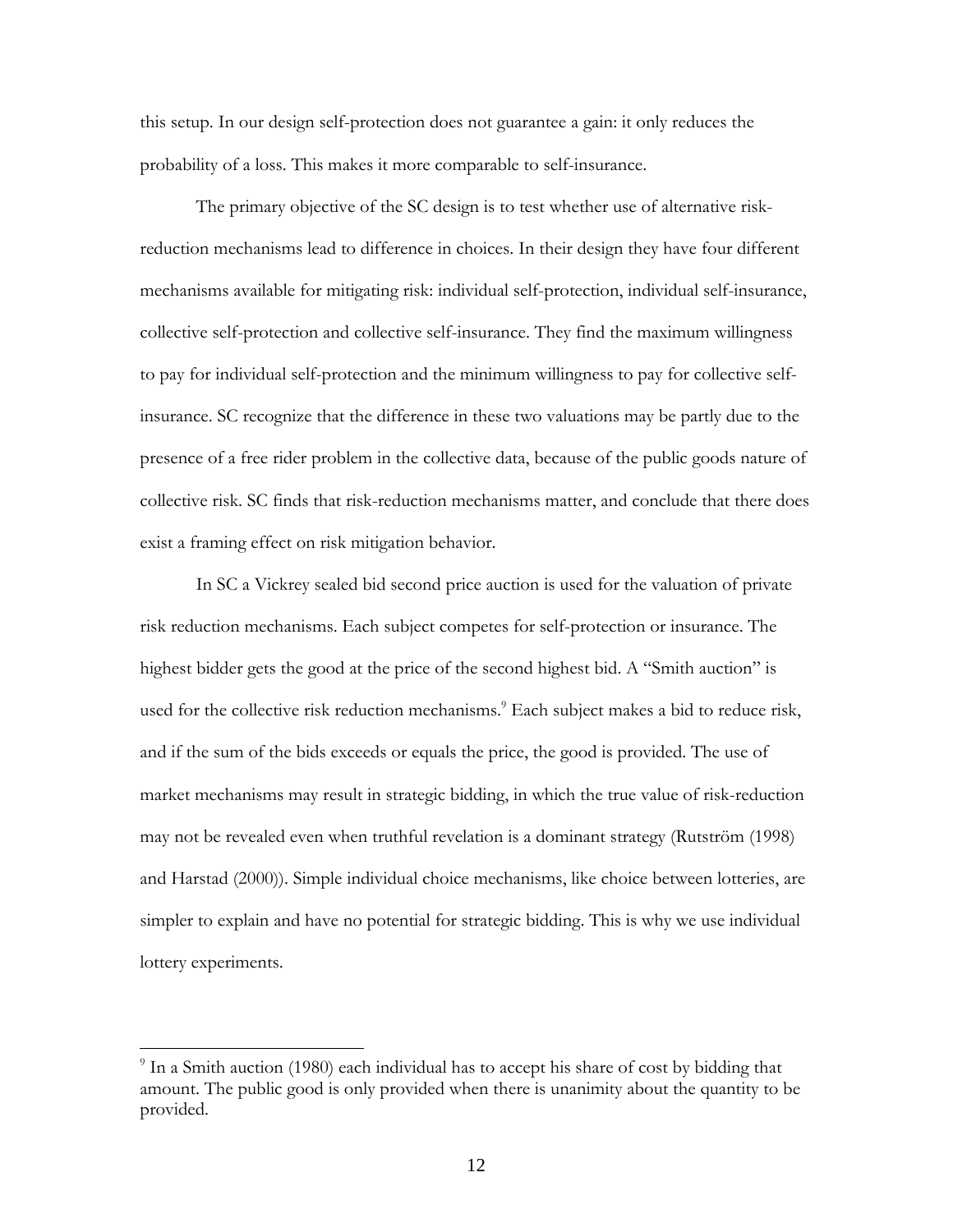this setup. In our design self-protection does not guarantee a gain: it only reduces the probability of a loss. This makes it more comparable to self-insurance.

The primary objective of the SC design is to test whether use of alternative risk-reduction mechanisms lead to difference in choices. In their design they have four different mechanisms available for mitigating risk: individual self-protection, individual self-insurance, collective self-protection and collective self-insurance. They find the maximum willingness to pay for individual self-protection and the minimum willingness to pay for collective self-insurance. SC recognize that the difference in these two valuations may be partly due to the presence of a free rider problem in the collective data, because of the public goods nature of collective risk. SC finds that risk-reduction mechanisms matter, and conclude that there does exist a framing effect on risk mitigation behavior.

In SC a Vickrey sealed bid second price auction is used for the valuation of private risk reduction mechanisms. Each subject competes for self-protection or insurance. The highest bidder gets the good at the price of the second highest bid. A "Smith auction" is used for the collective risk reduction mechanisms.[9] Each subject makes a bid to reduce risk, and if the sum of the bids exceeds or equals the price, the good is provided. The use of market mechanisms may result in strategic bidding, in which the true value of risk-reduction may not be revealed even when truthful revelation is a dominant strategy (Rutström (1998) and Harstad (2000)). Simple individual choice mechanisms, like choice between lotteries, are simpler to explain and have no potential for strategic bidding. This is why we use individual lottery experiments.

[9] In a Smith auction (1980) each individual has to accept his share of cost by bidding that amount. The public good is only provided when there is unanimity about the quantity to be provided.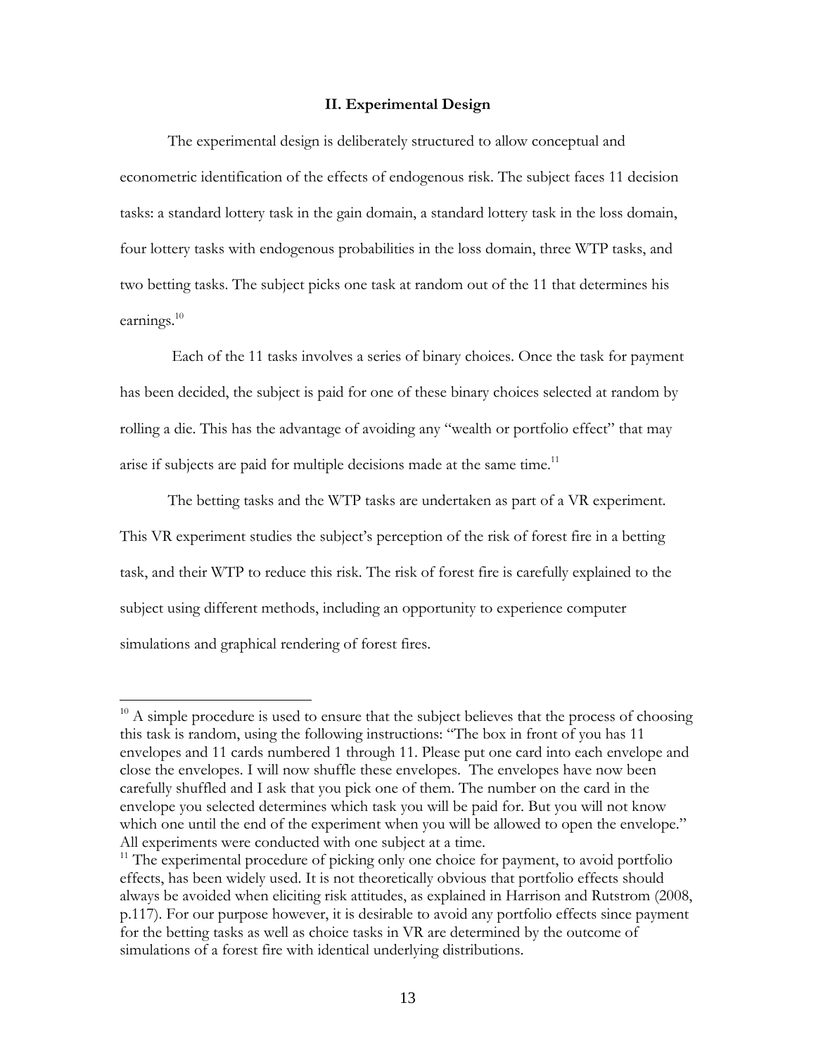## II. Experimental Design

The experimental design is deliberately structured to allow conceptual and econometric identification of the effects of endogenous risk. The subject faces 11 decision tasks: a standard lottery task in the gain domain, a standard lottery task in the loss domain, four lottery tasks with endogenous probabilities in the loss domain, three WTP tasks, and two betting tasks. The subject picks one task at random out of the 11 that determines his earnings.[10]

Each of the 11 tasks involves a series of binary choices. Once the task for payment has been decided, the subject is paid for one of these binary choices selected at random by rolling a die. This has the advantage of avoiding any "wealth or portfolio effect" that may arise if subjects are paid for multiple decisions made at the same time.[11]

The betting tasks and the WTP tasks are undertaken as part of a VR experiment. This VR experiment studies the subject's perception of the risk of forest fire in a betting task, and their WTP to reduce this risk. The risk of forest fire is carefully explained to the subject using different methods, including an opportunity to experience computer simulations and graphical rendering of forest fires.

---

[10] A simple procedure is used to ensure that the subject believes that the process of choosing this task is random, using the following instructions: "The box in front of you has 11 envelopes and 11 cards numbered 1 through 11. Please put one card into each envelope and close the envelopes. I will now shuffle these envelopes. The envelopes have now been carefully shuffled and I ask that you pick one of them. The number on the card in the envelope you selected determines which task you will be paid for. But you will not know which one until the end of the experiment when you will be allowed to open the envelope." All experiments were conducted with one subject at a time.

[11] The experimental procedure of picking only one choice for payment, to avoid portfolio effects, has been widely used. It is not theoretically obvious that portfolio effects should always be avoided when eliciting risk attitudes, as explained in Harrison and Rutstrom (2008, p.117). For our purpose however, it is desirable to avoid any portfolio effects since payment for the betting tasks as well as choice tasks in VR are determined by the outcome of simulations of a forest fire with identical underlying distributions.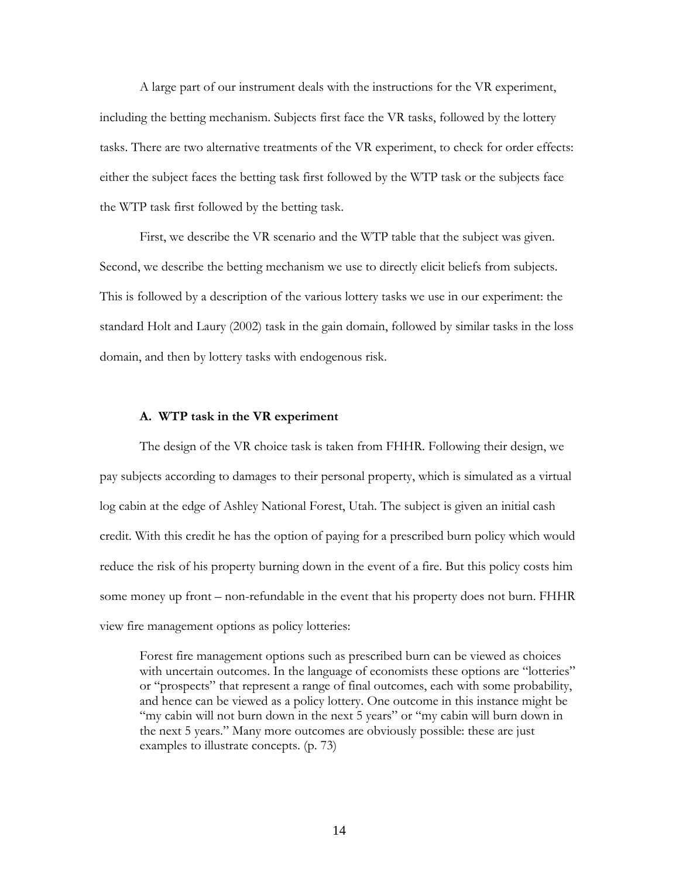A large part of our instrument deals with the instructions for the VR experiment, including the betting mechanism. Subjects first face the VR tasks, followed by the lottery tasks. There are two alternative treatments of the VR experiment, to check for order effects: either the subject faces the betting task first followed by the WTP task or the subjects face the WTP task first followed by the betting task.

First, we describe the VR scenario and the WTP table that the subject was given. Second, we describe the betting mechanism we use to directly elicit beliefs from subjects. This is followed by a description of the various lottery tasks we use in our experiment: the standard Holt and Laury (2002) task in the gain domain, followed by similar tasks in the loss domain, and then by lottery tasks with endogenous risk.

### A. WTP task in the VR experiment

The design of the VR choice task is taken from FHHR. Following their design, we pay subjects according to damages to their personal property, which is simulated as a virtual log cabin at the edge of Ashley National Forest, Utah. The subject is given an initial cash credit. With this credit he has the option of paying for a prescribed burn policy which would reduce the risk of his property burning down in the event of a fire. But this policy costs him some money up front – non-refundable in the event that his property does not burn. FHHR view fire management options as policy lotteries:

> Forest fire management options such as prescribed burn can be viewed as choices with uncertain outcomes. In the language of economists these options are "lotteries" or "prospects" that represent a range of final outcomes, each with some probability, and hence can be viewed as a policy lottery. One outcome in this instance might be "my cabin will not burn down in the next 5 years" or "my cabin will burn down in the next 5 years." Many more outcomes are obviously possible: these are just examples to illustrate concepts. (p. 73)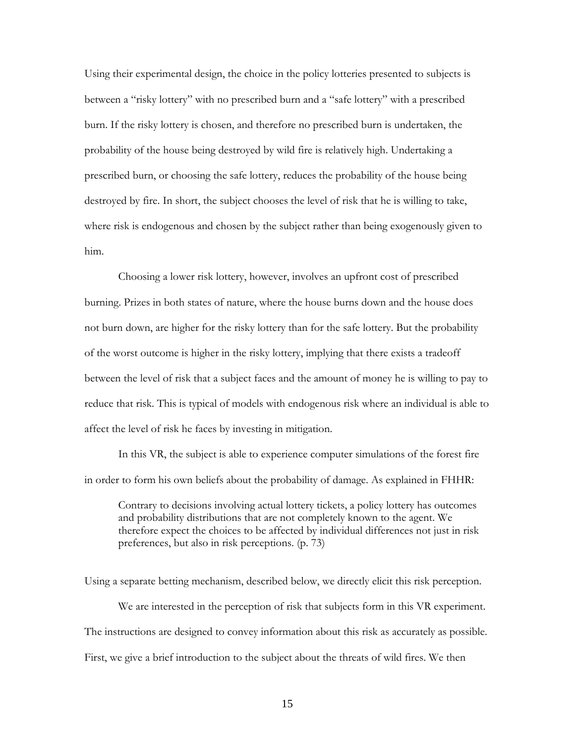Using their experimental design, the choice in the policy lotteries presented to subjects is between a "risky lottery" with no prescribed burn and a "safe lottery" with a prescribed burn. If the risky lottery is chosen, and therefore no prescribed burn is undertaken, the probability of the house being destroyed by wild fire is relatively high. Undertaking a prescribed burn, or choosing the safe lottery, reduces the probability of the house being destroyed by fire. In short, the subject chooses the level of risk that he is willing to take, where risk is endogenous and chosen by the subject rather than being exogenously given to him.

Choosing a lower risk lottery, however, involves an upfront cost of prescribed burning. Prizes in both states of nature, where the house burns down and the house does not burn down, are higher for the risky lottery than for the safe lottery. But the probability of the worst outcome is higher in the risky lottery, implying that there exists a tradeoff between the level of risk that a subject faces and the amount of money he is willing to pay to reduce that risk. This is typical of models with endogenous risk where an individual is able to affect the level of risk he faces by investing in mitigation.

In this VR, the subject is able to experience computer simulations of the forest fire in order to form his own beliefs about the probability of damage. As explained in FHHR:

> Contrary to decisions involving actual lottery tickets, a policy lottery has outcomes and probability distributions that are not completely known to the agent. We therefore expect the choices to be affected by individual differences not just in risk preferences, but also in risk perceptions. (p. 73)

Using a separate betting mechanism, described below, we directly elicit this risk perception.

We are interested in the perception of risk that subjects form in this VR experiment. The instructions are designed to convey information about this risk as accurately as possible. First, we give a brief introduction to the subject about the threats of wild fires. We then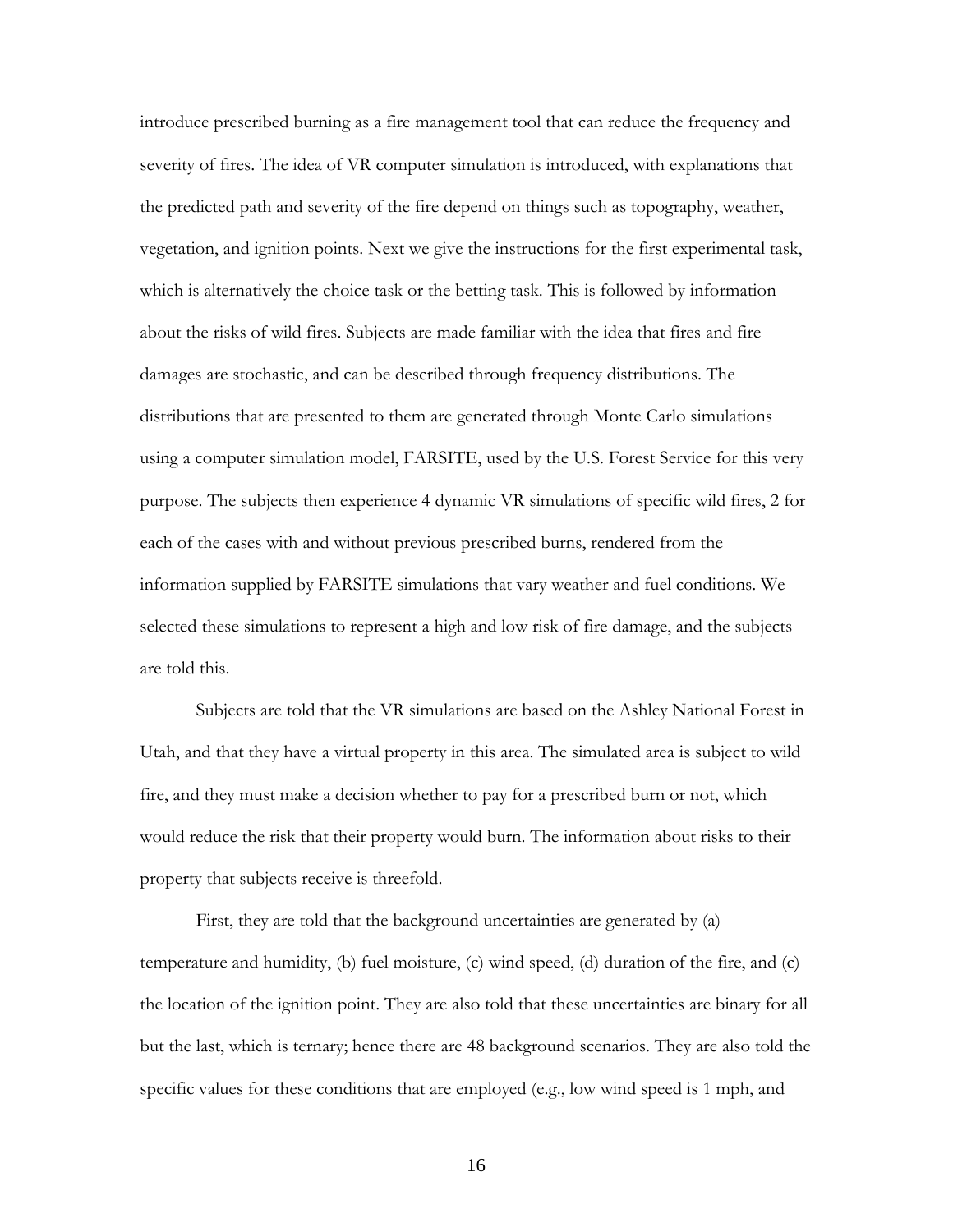introduce prescribed burning as a fire management tool that can reduce the frequency and severity of fires. The idea of VR computer simulation is introduced, with explanations that the predicted path and severity of the fire depend on things such as topography, weather, vegetation, and ignition points. Next we give the instructions for the first experimental task, which is alternatively the choice task or the betting task. This is followed by information about the risks of wild fires. Subjects are made familiar with the idea that fires and fire damages are stochastic, and can be described through frequency distributions. The distributions that are presented to them are generated through Monte Carlo simulations using a computer simulation model, FARSITE, used by the U.S. Forest Service for this very purpose. The subjects then experience 4 dynamic VR simulations of specific wild fires, 2 for each of the cases with and without previous prescribed burns, rendered from the information supplied by FARSITE simulations that vary weather and fuel conditions. We selected these simulations to represent a high and low risk of fire damage, and the subjects are told this.

Subjects are told that the VR simulations are based on the Ashley National Forest in Utah, and that they have a virtual property in this area. The simulated area is subject to wild fire, and they must make a decision whether to pay for a prescribed burn or not, which would reduce the risk that their property would burn. The information about risks to their property that subjects receive is threefold.

First, they are told that the background uncertainties are generated by (a) temperature and humidity, (b) fuel moisture, (c) wind speed, (d) duration of the fire, and (c) the location of the ignition point. They are also told that these uncertainties are binary for all but the last, which is ternary; hence there are 48 background scenarios. They are also told the specific values for these conditions that are employed (e.g., low wind speed is 1 mph, and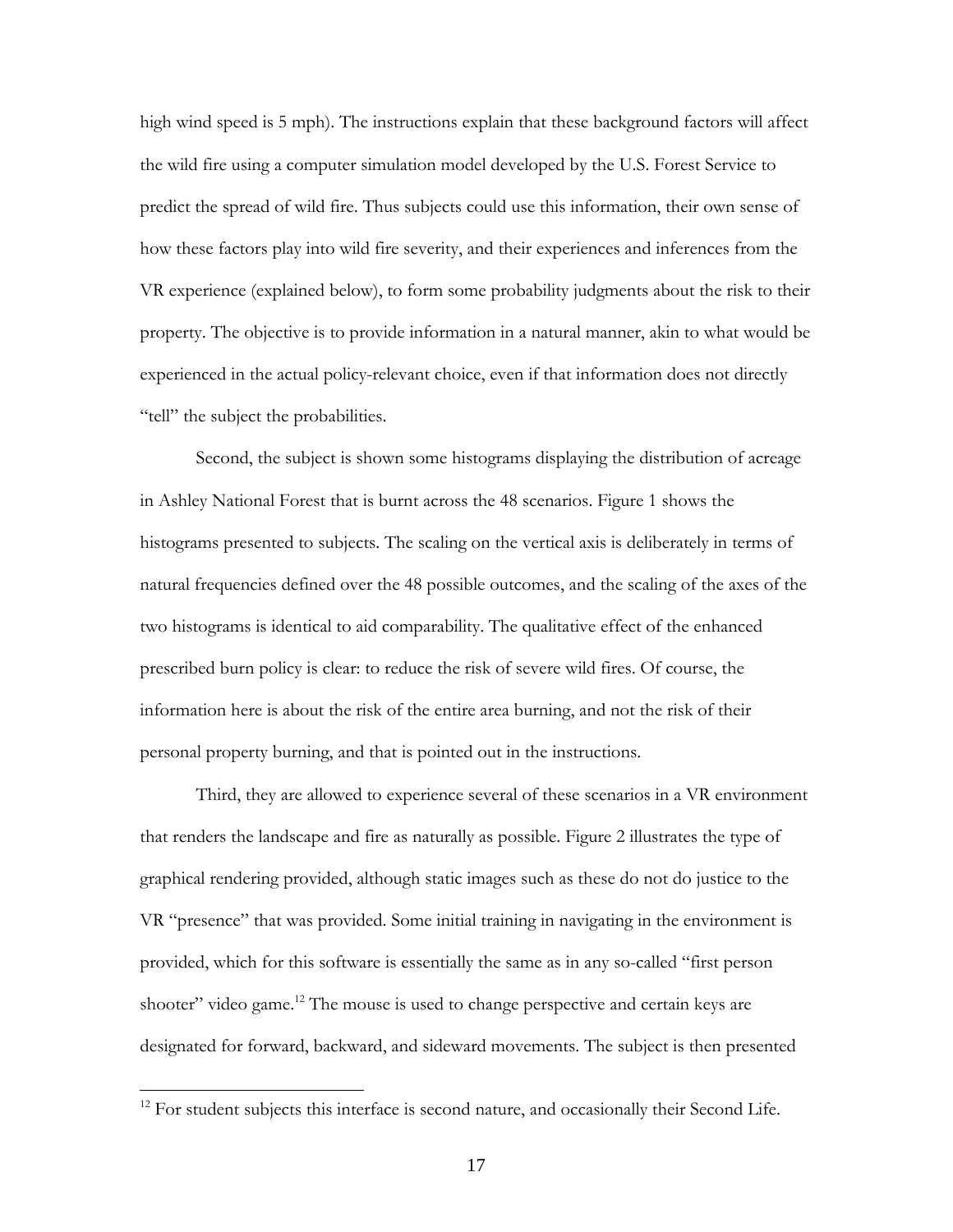high wind speed is 5 mph). The instructions explain that these background factors will affect the wild fire using a computer simulation model developed by the U.S. Forest Service to predict the spread of wild fire. Thus subjects could use this information, their own sense of how these factors play into wild fire severity, and their experiences and inferences from the VR experience (explained below), to form some probability judgments about the risk to their property. The objective is to provide information in a natural manner, akin to what would be experienced in the actual policy-relevant choice, even if that information does not directly "tell" the subject the probabilities.

Second, the subject is shown some histograms displaying the distribution of acreage in Ashley National Forest that is burnt across the 48 scenarios. Figure 1 shows the histograms presented to subjects. The scaling on the vertical axis is deliberately in terms of natural frequencies defined over the 48 possible outcomes, and the scaling of the axes of the two histograms is identical to aid comparability. The qualitative effect of the enhanced prescribed burn policy is clear: to reduce the risk of severe wild fires. Of course, the information here is about the risk of the entire area burning, and not the risk of their personal property burning, and that is pointed out in the instructions.

Third, they are allowed to experience several of these scenarios in a VR environment that renders the landscape and fire as naturally as possible. Figure 2 illustrates the type of graphical rendering provided, although static images such as these do not do justice to the VR "presence" that was provided. Some initial training in navigating in the environment is provided, which for this software is essentially the same as in any so-called "first person shooter" video game.[12] The mouse is used to change perspective and certain keys are designated for forward, backward, and sideward movements. The subject is then presented

[12] For student subjects this interface is second nature, and occasionally their Second Life.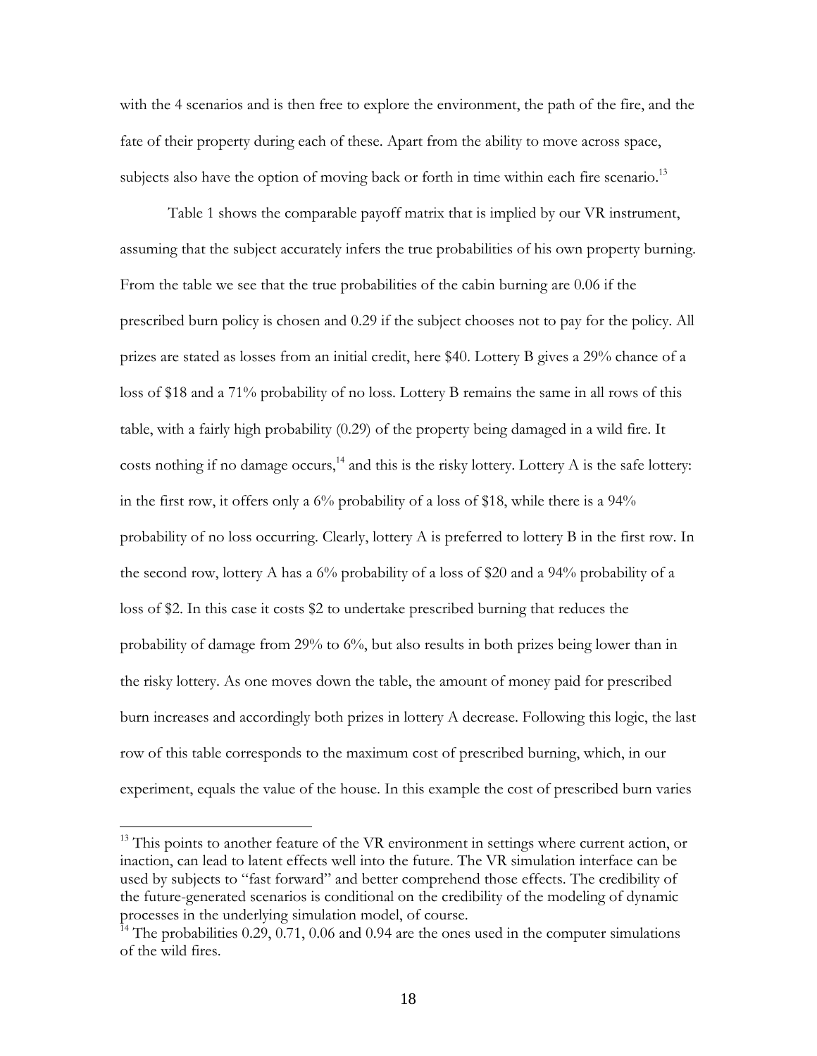with the 4 scenarios and is then free to explore the environment, the path of the fire, and the fate of their property during each of these. Apart from the ability to move across space, subjects also have the option of moving back or forth in time within each fire scenario.[13]

Table 1 shows the comparable payoff matrix that is implied by our VR instrument, assuming that the subject accurately infers the true probabilities of his own property burning. From the table we see that the true probabilities of the cabin burning are 0.06 if the prescribed burn policy is chosen and 0.29 if the subject chooses not to pay for the policy. All prizes are stated as losses from an initial credit, here $40. Lottery B gives a 29% chance of a loss of $18 and a 71% probability of no loss. Lottery B remains the same in all rows of this table, with a fairly high probability (0.29) of the property being damaged in a wild fire. It costs nothing if no damage occurs,[14] and this is the risky lottery. Lottery A is the safe lottery: in the first row, it offers only a 6% probability of a loss of $18, while there is a 94% probability of no loss occurring. Clearly, lottery A is preferred to lottery B in the first row. In the second row, lottery A has a 6% probability of a loss of $20 and a 94% probability of a loss of $2. In this case it costs $2 to undertake prescribed burning that reduces the probability of damage from 29% to 6%, but also results in both prizes being lower than in the risky lottery. As one moves down the table, the amount of money paid for prescribed burn increases and accordingly both prizes in lottery A decrease. Following this logic, the last row of this table corresponds to the maximum cost of prescribed burning, which, in our experiment, equals the value of the house. In this example the cost of prescribed burn varies

---

[13] This points to another feature of the VR environment in settings where current action, or inaction, can lead to latent effects well into the future. The VR simulation interface can be used by subjects to "fast forward" and better comprehend those effects. The credibility of the future-generated scenarios is conditional on the credibility of the modeling of dynamic processes in the underlying simulation model, of course.

[14] The probabilities 0.29, 0.71, 0.06 and 0.94 are the ones used in the computer simulations of the wild fires.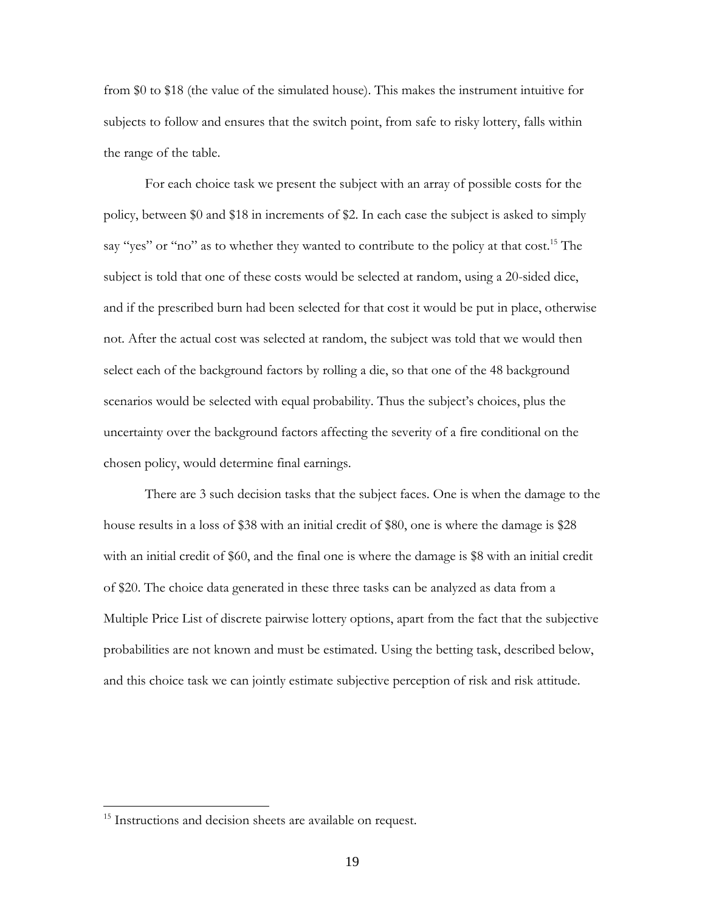from $0 to $18 (the value of the simulated house). This makes the instrument intuitive for subjects to follow and ensures that the switch point, from safe to risky lottery, falls within the range of the table.

For each choice task we present the subject with an array of possible costs for the policy, between $0 and $18 in increments of $2. In each case the subject is asked to simply say "yes" or "no" as to whether they wanted to contribute to the policy at that cost.[15] The subject is told that one of these costs would be selected at random, using a 20-sided dice, and if the prescribed burn had been selected for that cost it would be put in place, otherwise not. After the actual cost was selected at random, the subject was told that we would then select each of the background factors by rolling a die, so that one of the 48 background scenarios would be selected with equal probability. Thus the subject's choices, plus the uncertainty over the background factors affecting the severity of a fire conditional on the chosen policy, would determine final earnings.

There are 3 such decision tasks that the subject faces. One is when the damage to the house results in a loss of $38 with an initial credit of $80, one is where the damage is $28 with an initial credit of $60, and the final one is where the damage is $8 with an initial credit of $20. The choice data generated in these three tasks can be analyzed as data from a Multiple Price List of discrete pairwise lottery options, apart from the fact that the subjective probabilities are not known and must be estimated. Using the betting task, described below, and this choice task we can jointly estimate subjective perception of risk and risk attitude.

[15] Instructions and decision sheets are available on request.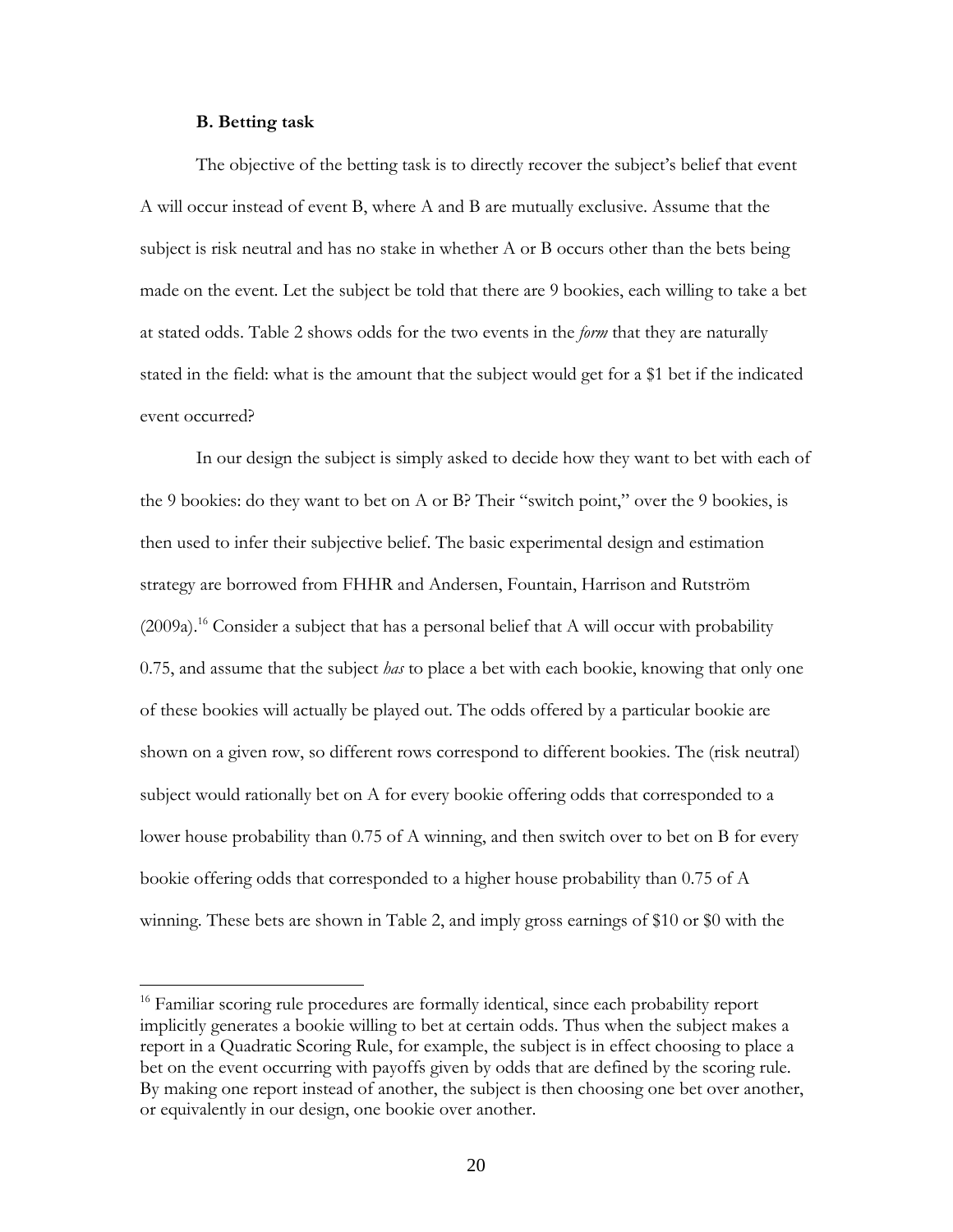### B. Betting task

The objective of the betting task is to directly recover the subject's belief that event A will occur instead of event B, where A and B are mutually exclusive. Assume that the subject is risk neutral and has no stake in whether A or B occurs other than the bets being made on the event. Let the subject be told that there are 9 bookies, each willing to take a bet at stated odds. Table 2 shows odds for the two events in the *form* that they are naturally stated in the field: what is the amount that the subject would get for a $1 bet if the indicated event occurred?

In our design the subject is simply asked to decide how they want to bet with each of the 9 bookies: do they want to bet on A or B? Their "switch point," over the 9 bookies, is then used to infer their subjective belief. The basic experimental design and estimation strategy are borrowed from FHHR and Andersen, Fountain, Harrison and Rutström (2009a).[16] Consider a subject that has a personal belief that A will occur with probability 0.75, and assume that the subject *has* to place a bet with each bookie, knowing that only one of these bookies will actually be played out. The odds offered by a particular bookie are shown on a given row, so different rows correspond to different bookies. The (risk neutral) subject would rationally bet on A for every bookie offering odds that corresponded to a lower house probability than 0.75 of A winning, and then switch over to bet on B for every bookie offering odds that corresponded to a higher house probability than 0.75 of A winning. These bets are shown in Table 2, and imply gross earnings of $10 or $0 with the

[16] Familiar scoring rule procedures are formally identical, since each probability report implicitly generates a bookie willing to bet at certain odds. Thus when the subject makes a report in a Quadratic Scoring Rule, for example, the subject is in effect choosing to place a bet on the event occurring with payoffs given by odds that are defined by the scoring rule. By making one report instead of another, the subject is then choosing one bet over another, or equivalently in our design, one bookie over another.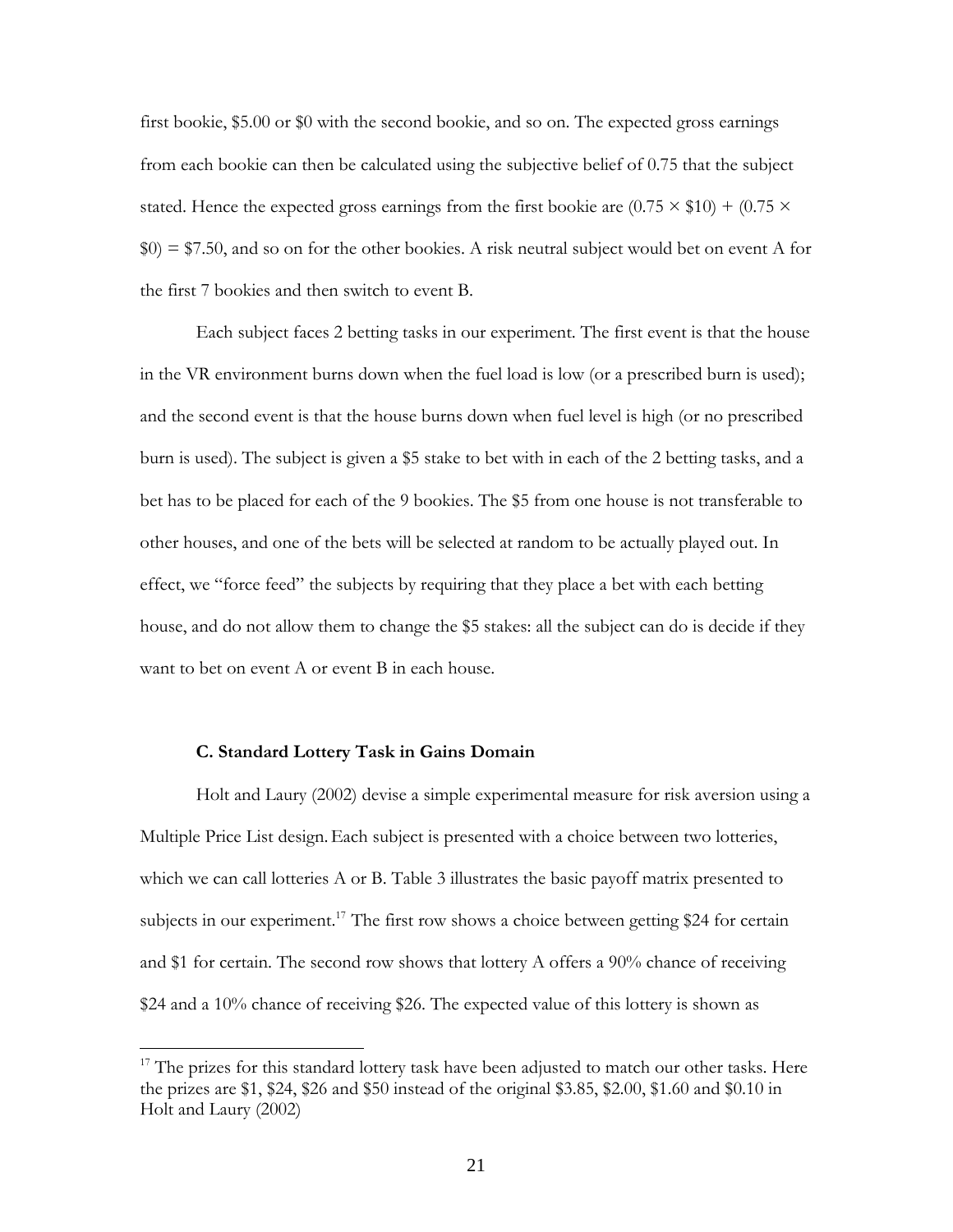first bookie, \$5.00 or \$0 with the second bookie, and so on. The expected gross earnings from each bookie can then be calculated using the subjective belief of 0.75 that the subject stated. Hence the expected gross earnings from the first bookie are (0.75 × \$10) + (0.75 × \$0) = \$7.50, and so on for the other bookies. A risk neutral subject would bet on event A for the first 7 bookies and then switch to event B.

Each subject faces 2 betting tasks in our experiment. The first event is that the house in the VR environment burns down when the fuel load is low (or a prescribed burn is used); and the second event is that the house burns down when fuel level is high (or no prescribed burn is used). The subject is given a \$5 stake to bet with in each of the 2 betting tasks, and a bet has to be placed for each of the 9 bookies. The \$5 from one house is not transferable to other houses, and one of the bets will be selected at random to be actually played out. In effect, we "force feed" the subjects by requiring that they place a bet with each betting house, and do not allow them to change the \$5 stakes: all the subject can do is decide if they want to bet on event A or event B in each house.

### C. Standard Lottery Task in Gains Domain

Holt and Laury (2002) devise a simple experimental measure for risk aversion using a Multiple Price List design. Each subject is presented with a choice between two lotteries, which we can call lotteries A or B. Table 3 illustrates the basic payoff matrix presented to subjects in our experiment.[17] The first row shows a choice between getting \$24 for certain and \$1 for certain. The second row shows that lottery A offers a 90% chance of receiving \$24 and a 10% chance of receiving \$26. The expected value of this lottery is shown as

---

[17] The prizes for this standard lottery task have been adjusted to match our other tasks. Here the prizes are \$1, \$24, \$26 and \$50 instead of the original \$3.85, \$2.00, \$1.60 and \$0.10 in Holt and Laury (2002)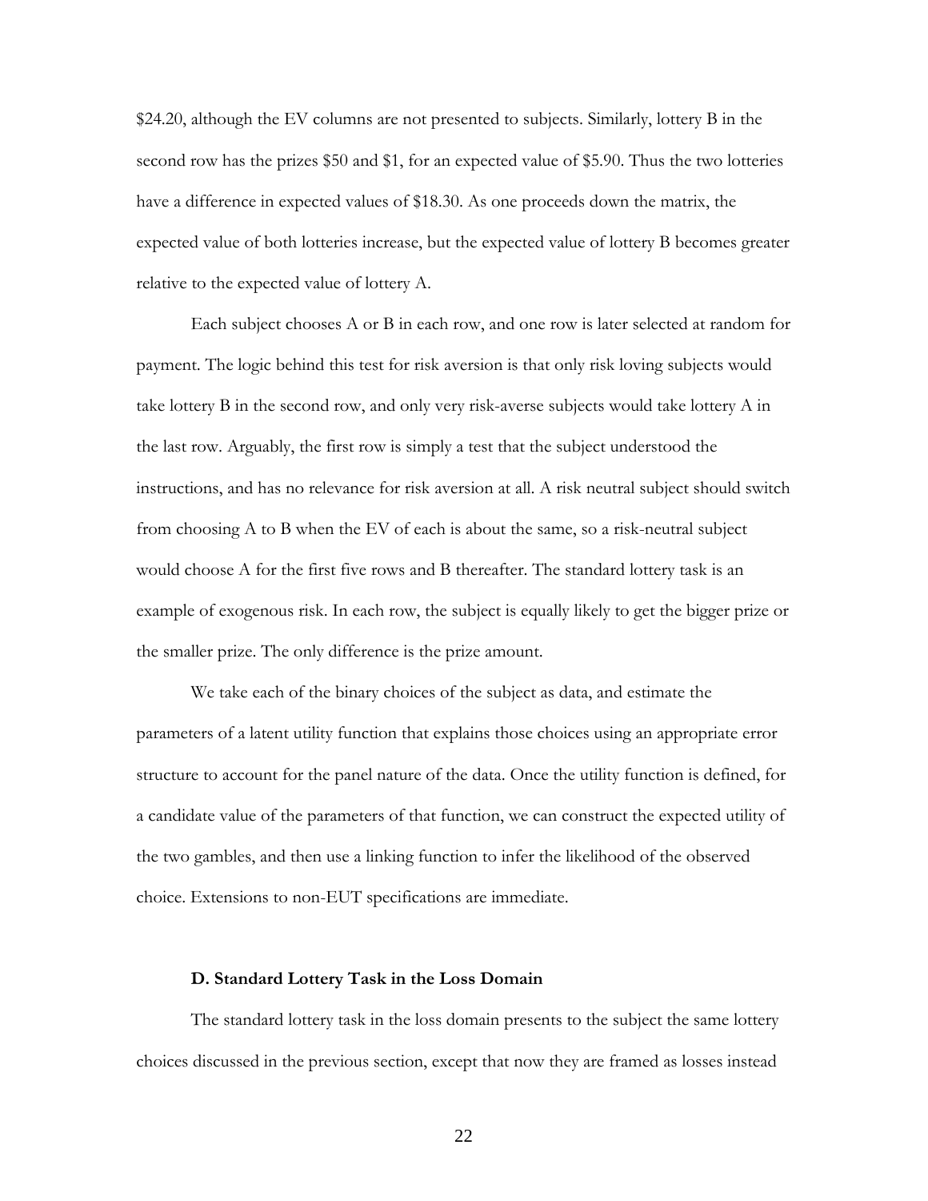$24.20, although the EV columns are not presented to subjects. Similarly, lottery B in the second row has the prizes $50 and $1, for an expected value of $5.90. Thus the two lotteries have a difference in expected values of $18.30. As one proceeds down the matrix, the expected value of both lotteries increase, but the expected value of lottery B becomes greater relative to the expected value of lottery A.

Each subject chooses A or B in each row, and one row is later selected at random for payment. The logic behind this test for risk aversion is that only risk loving subjects would take lottery B in the second row, and only very risk-averse subjects would take lottery A in the last row. Arguably, the first row is simply a test that the subject understood the instructions, and has no relevance for risk aversion at all. A risk neutral subject should switch from choosing A to B when the EV of each is about the same, so a risk-neutral subject would choose A for the first five rows and B thereafter. The standard lottery task is an example of exogenous risk. In each row, the subject is equally likely to get the bigger prize or the smaller prize. The only difference is the prize amount.

We take each of the binary choices of the subject as data, and estimate the parameters of a latent utility function that explains those choices using an appropriate error structure to account for the panel nature of the data. Once the utility function is defined, for a candidate value of the parameters of that function, we can construct the expected utility of the two gambles, and then use a linking function to infer the likelihood of the observed choice. Extensions to non-EUT specifications are immediate.

### D. Standard Lottery Task in the Loss Domain

The standard lottery task in the loss domain presents to the subject the same lottery choices discussed in the previous section, except that now they are framed as losses instead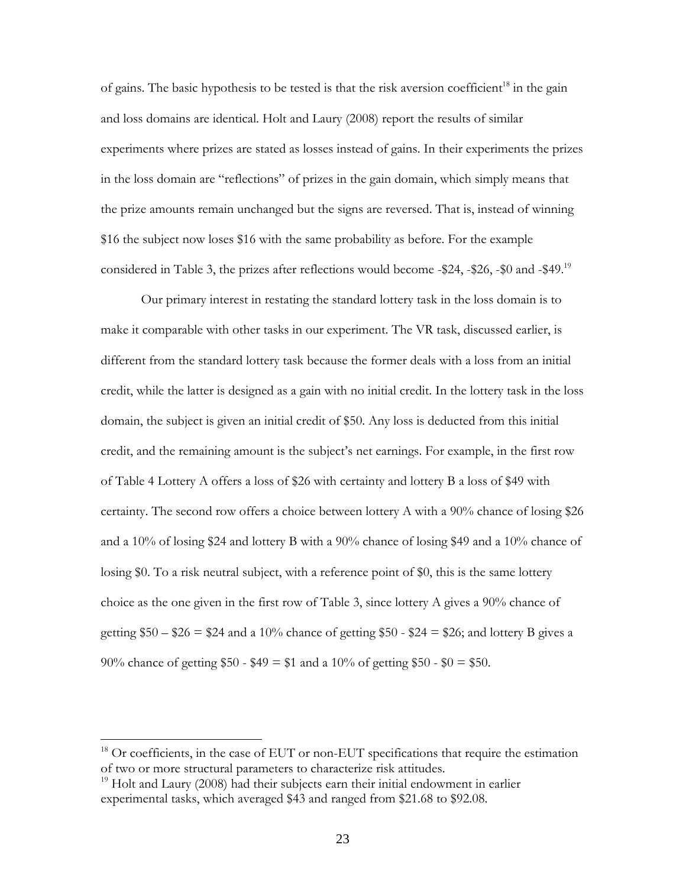of gains. The basic hypothesis to be tested is that the risk aversion coefficient[18] in the gain and loss domains are identical. Holt and Laury (2008) report the results of similar experiments where prizes are stated as losses instead of gains. In their experiments the prizes in the loss domain are "reflections" of prizes in the gain domain, which simply means that the prize amounts remain unchanged but the signs are reversed. That is, instead of winning $16 the subject now loses $16 with the same probability as before. For the example considered in Table 3, the prizes after reflections would become -$24, -$26, -$0 and -$49.[19]

Our primary interest in restating the standard lottery task in the loss domain is to make it comparable with other tasks in our experiment. The VR task, discussed earlier, is different from the standard lottery task because the former deals with a loss from an initial credit, while the latter is designed as a gain with no initial credit. In the lottery task in the loss domain, the subject is given an initial credit of $50. Any loss is deducted from this initial credit, and the remaining amount is the subject's net earnings. For example, in the first row of Table 4 Lottery A offers a loss of $26 with certainty and lottery B a loss of $49 with certainty. The second row offers a choice between lottery A with a 90% chance of losing $26 and a 10% of losing $24 and lottery B with a 90% chance of losing $49 and a 10% chance of losing $0. To a risk neutral subject, with a reference point of $0, this is the same lottery choice as the one given in the first row of Table 3, since lottery A gives a 90% chance of getting $50 – $26 = $24 and a 10% chance of getting $50 - $24 = $26; and lottery B gives a 90% chance of getting $50 - $49 = $1 and a 10% of getting $50 - $0 = $50.

---

[18] Or coefficients, in the case of EUT or non-EUT specifications that require the estimation of two or more structural parameters to characterize risk attitudes.

[19] Holt and Laury (2008) had their subjects earn their initial endowment in earlier experimental tasks, which averaged $43 and ranged from $21.68 to $92.08.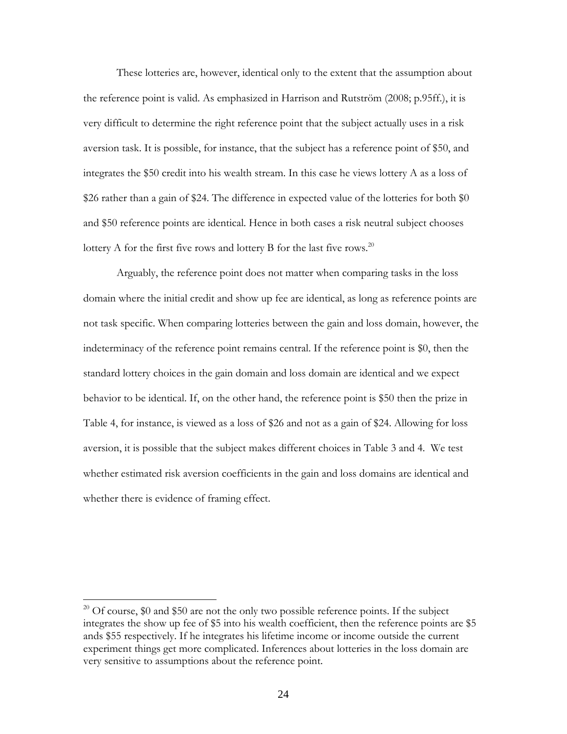These lotteries are, however, identical only to the extent that the assumption about the reference point is valid. As emphasized in Harrison and Rutström (2008; p.95ff.), it is very difficult to determine the right reference point that the subject actually uses in a risk aversion task. It is possible, for instance, that the subject has a reference point of $50, and integrates the $50 credit into his wealth stream. In this case he views lottery A as a loss of $26 rather than a gain of $24. The difference in expected value of the lotteries for both $0 and $50 reference points are identical. Hence in both cases a risk neutral subject chooses lottery A for the first five rows and lottery B for the last five rows.[20]

Arguably, the reference point does not matter when comparing tasks in the loss domain where the initial credit and show up fee are identical, as long as reference points are not task specific. When comparing lotteries between the gain and loss domain, however, the indeterminacy of the reference point remains central. If the reference point is $0, then the standard lottery choices in the gain domain and loss domain are identical and we expect behavior to be identical. If, on the other hand, the reference point is $50 then the prize in Table 4, for instance, is viewed as a loss of $26 and not as a gain of $24. Allowing for loss aversion, it is possible that the subject makes different choices in Table 3 and 4. We test whether estimated risk aversion coefficients in the gain and loss domains are identical and whether there is evidence of framing effect.

[20] Of course, $0 and $50 are not the only two possible reference points. If the subject integrates the show up fee of $5 into his wealth coefficient, then the reference points are $5 ands $55 respectively. If he integrates his lifetime income or income outside the current experiment things get more complicated. Inferences about lotteries in the loss domain are very sensitive to assumptions about the reference point.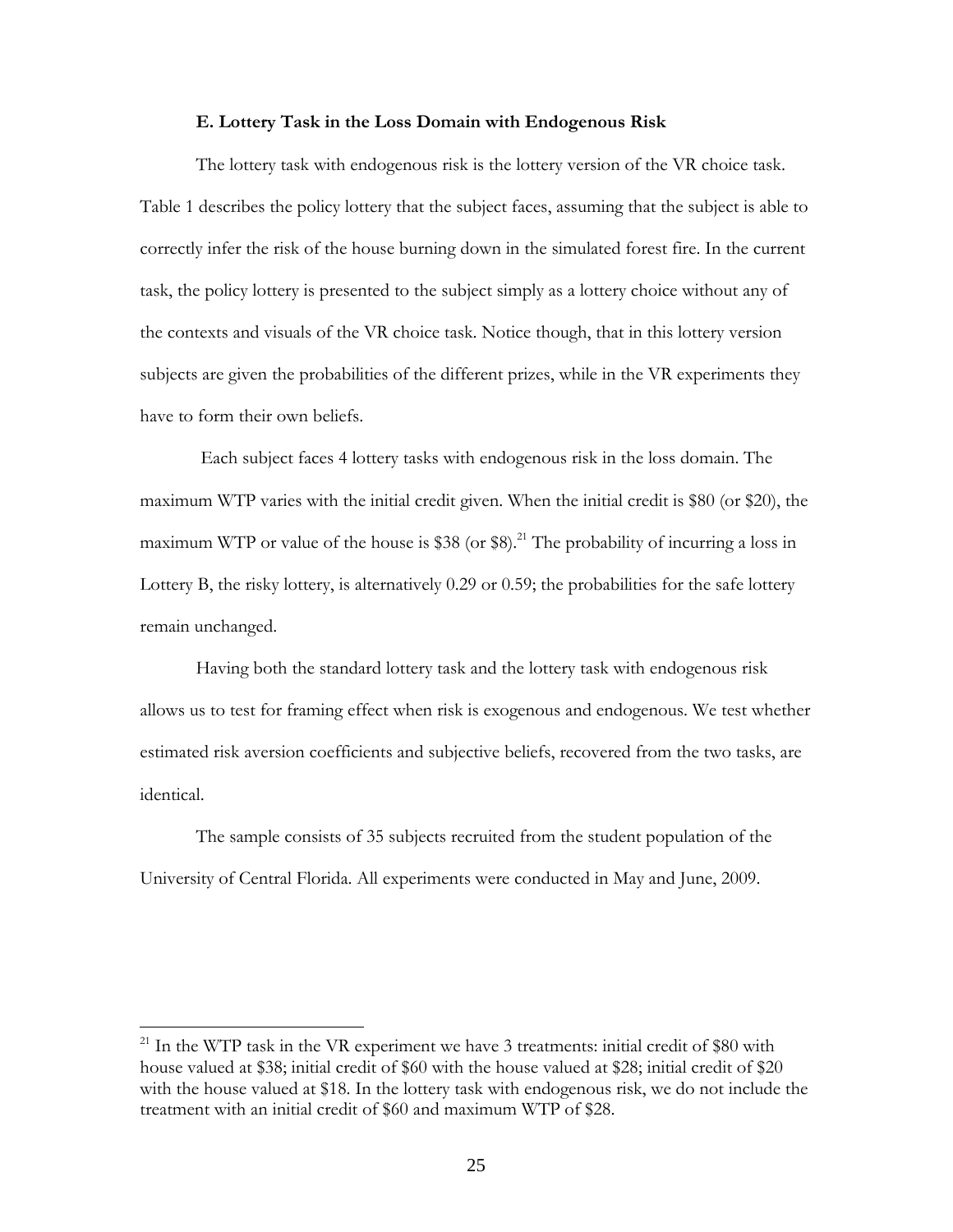### E. Lottery Task in the Loss Domain with Endogenous Risk

The lottery task with endogenous risk is the lottery version of the VR choice task. Table 1 describes the policy lottery that the subject faces, assuming that the subject is able to correctly infer the risk of the house burning down in the simulated forest fire. In the current task, the policy lottery is presented to the subject simply as a lottery choice without any of the contexts and visuals of the VR choice task. Notice though, that in this lottery version subjects are given the probabilities of the different prizes, while in the VR experiments they have to form their own beliefs.

Each subject faces 4 lottery tasks with endogenous risk in the loss domain. The maximum WTP varies with the initial credit given. When the initial credit is $80 (or $20), the maximum WTP or value of the house is $38 (or $8).[21] The probability of incurring a loss in Lottery B, the risky lottery, is alternatively 0.29 or 0.59; the probabilities for the safe lottery remain unchanged.

Having both the standard lottery task and the lottery task with endogenous risk allows us to test for framing effect when risk is exogenous and endogenous. We test whether estimated risk aversion coefficients and subjective beliefs, recovered from the two tasks, are identical.

The sample consists of 35 subjects recruited from the student population of the University of Central Florida. All experiments were conducted in May and June, 2009.

---

[21] In the WTP task in the VR experiment we have 3 treatments: initial credit of $80 with house valued at $38; initial credit of $60 with the house valued at $28; initial credit of $20 with the house valued at $18. In the lottery task with endogenous risk, we do not include the treatment with an initial credit of $60 and maximum WTP of $28.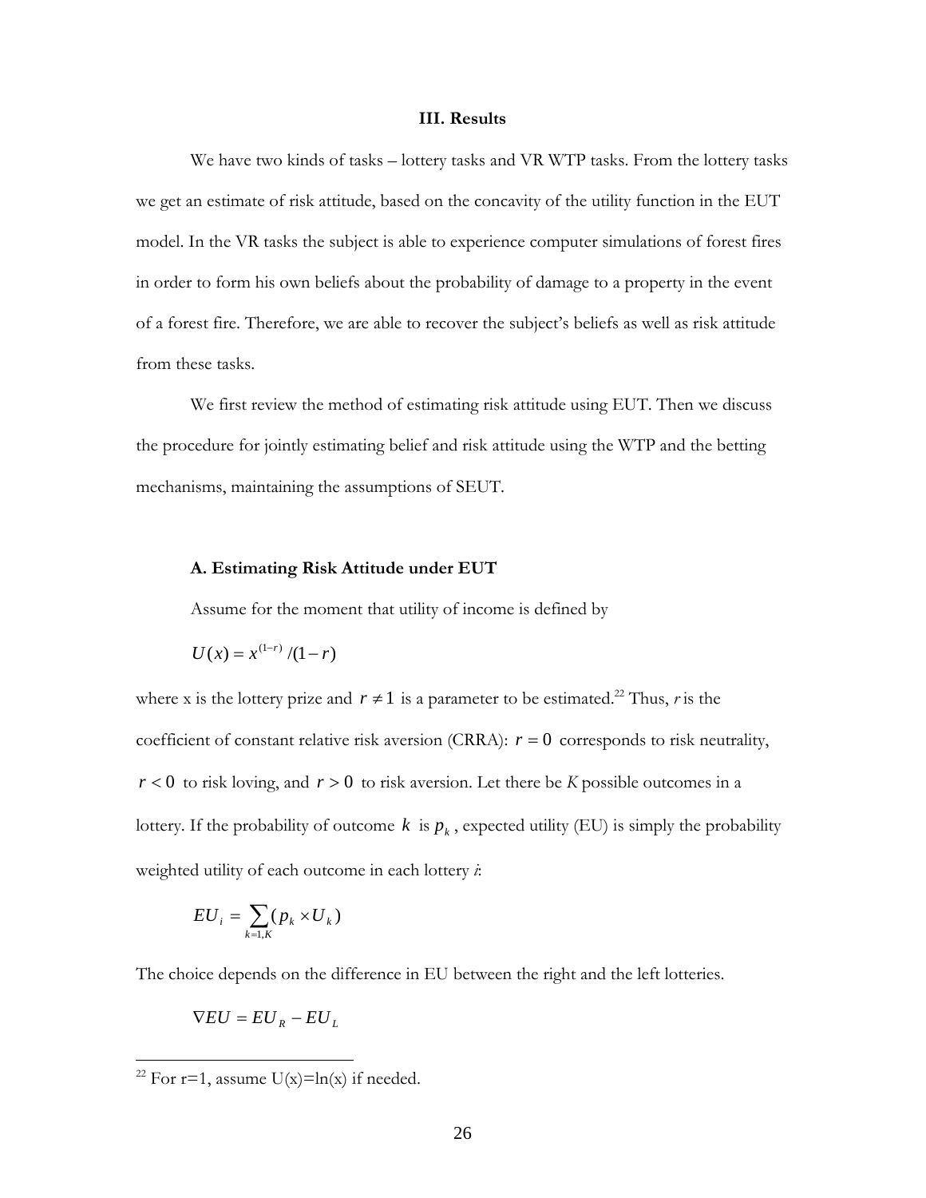## III. Results

We have two kinds of tasks – lottery tasks and VR WTP tasks. From the lottery tasks we get an estimate of risk attitude, based on the concavity of the utility function in the EUT model. In the VR tasks the subject is able to experience computer simulations of forest fires in order to form his own beliefs about the probability of damage to a property in the event of a forest fire. Therefore, we are able to recover the subject's beliefs as well as risk attitude from these tasks.

We first review the method of estimating risk attitude using EUT. Then we discuss the procedure for jointly estimating belief and risk attitude using the WTP and the betting mechanisms, maintaining the assumptions of SEUT.

### A. Estimating Risk Attitude under EUT

Assume for the moment that utility of income is defined by

$$U(x) = x^{(1-r)}/(1-r)$$

where x is the lottery prize and $r \neq 1$ is a parameter to be estimated.[22] Thus, *r* is the coefficient of constant relative risk aversion (CRRA): $r = 0$ corresponds to risk neutrality, $r < 0$ to risk loving, and $r > 0$ to risk aversion. Let there be *K* possible outcomes in a lottery. If the probability of outcome $k$ is $p_k$, expected utility (EU) is simply the probability weighted utility of each outcome in each lottery *i*:

$$EU_i = \sum_{k=1,K} (p_k \times U_k)$$

The choice depends on the difference in EU between the right and the left lotteries.

$$\nabla EU = EU_R - EU_L$$

[22] For r=1, assume U(x)=ln(x) if needed.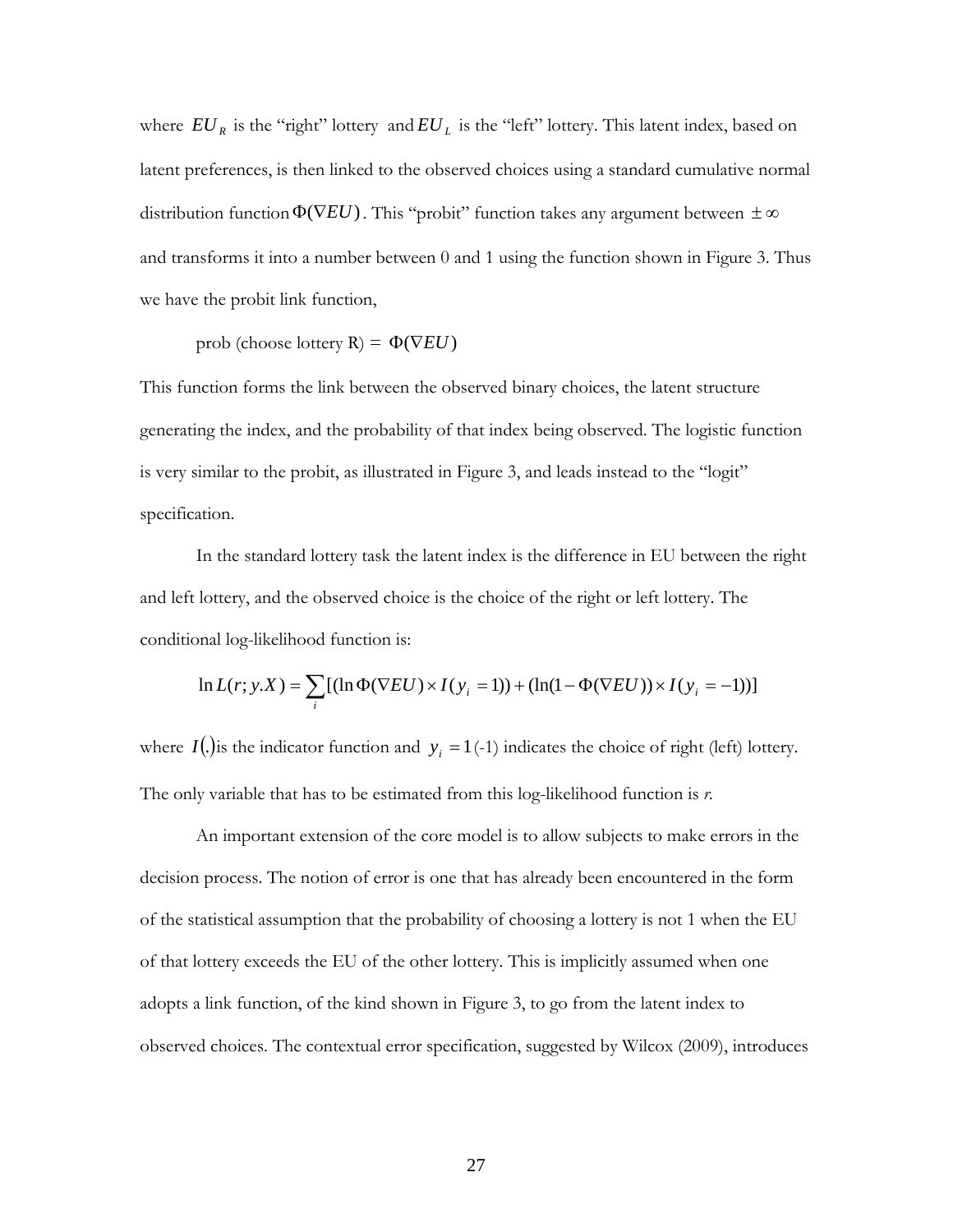where $EU_R$ is the "right" lottery and $EU_L$ is the "left" lottery. This latent index, based on latent preferences, is then linked to the observed choices using a standard cumulative normal distribution function $\Phi(\nabla EU)$. This "probit" function takes any argument between $\pm\infty$ and transforms it into a number between 0 and 1 using the function shown in Figure 3. Thus we have the probit link function,

$$\text{prob (choose lottery R)} = \Phi(\nabla EU)$$

This function forms the link between the observed binary choices, the latent structure generating the index, and the probability of that index being observed. The logistic function is very similar to the probit, as illustrated in Figure 3, and leads instead to the "logit" specification.

In the standard lottery task the latent index is the difference in EU between the right and left lottery, and the observed choice is the choice of the right or left lottery. The conditional log-likelihood function is:

$$\ln L(r; y.X) = \sum_i [(\ln \Phi(\nabla EU) \times I(y_i = 1)) + (\ln(1 - \Phi(\nabla EU)) \times I(y_i = -1))]$$

where $I(.)$ is the indicator function and $y_i = 1$ (-1) indicates the choice of right (left) lottery. The only variable that has to be estimated from this log-likelihood function is *r*.

An important extension of the core model is to allow subjects to make errors in the decision process. The notion of error is one that has already been encountered in the form of the statistical assumption that the probability of choosing a lottery is not 1 when the EU of that lottery exceeds the EU of the other lottery. This is implicitly assumed when one adopts a link function, of the kind shown in Figure 3, to go from the latent index to observed choices. The contextual error specification, suggested by Wilcox (2009), introduces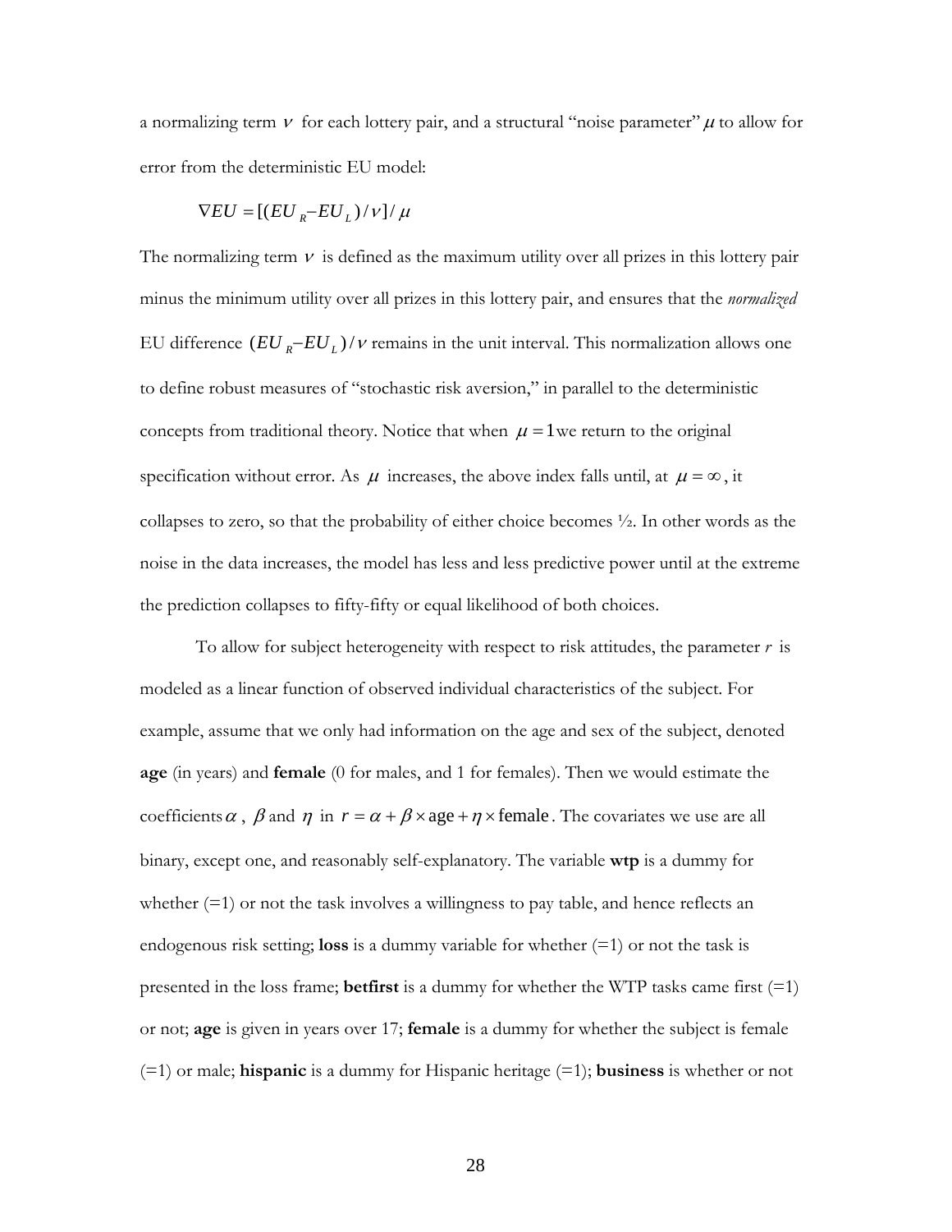a normalizing term $\nu$ for each lottery pair, and a structural "noise parameter" $\mu$ to allow for error from the deterministic EU model:

$$\nabla EU = [(EU_R - EU_L)/\nu]/\mu$$

The normalizing term $\nu$ is defined as the maximum utility over all prizes in this lottery pair minus the minimum utility over all prizes in this lottery pair, and ensures that the *normalized* EU difference $(EU_R - EU_L)/\nu$ remains in the unit interval. This normalization allows one to define robust measures of "stochastic risk aversion," in parallel to the deterministic concepts from traditional theory. Notice that when $\mu = 1$ we return to the original specification without error. As $\mu$ increases, the above index falls until, at $\mu = \infty$, it collapses to zero, so that the probability of either choice becomes ½. In other words as the noise in the data increases, the model has less and less predictive power until at the extreme the prediction collapses to fifty-fifty or equal likelihood of both choices.

To allow for subject heterogeneity with respect to risk attitudes, the parameter $r$ is modeled as a linear function of observed individual characteristics of the subject. For example, assume that we only had information on the age and sex of the subject, denoted **age** (in years) and **female** (0 for males, and 1 for females). Then we would estimate the coefficients $\alpha$, $\beta$ and $\eta$ in $r = \alpha + \beta \times \text{age} + \eta \times \text{female}$. The covariates we use are all binary, except one, and reasonably self-explanatory. The variable **wtp** is a dummy for whether (=1) or not the task involves a willingness to pay table, and hence reflects an endogenous risk setting; **loss** is a dummy variable for whether (=1) or not the task is presented in the loss frame; **betfirst** is a dummy for whether the WTP tasks came first (=1) or not; **age** is given in years over 17; **female** is a dummy for whether the subject is female (=1) or male; **hispanic** is a dummy for Hispanic heritage (=1); **business** is whether or not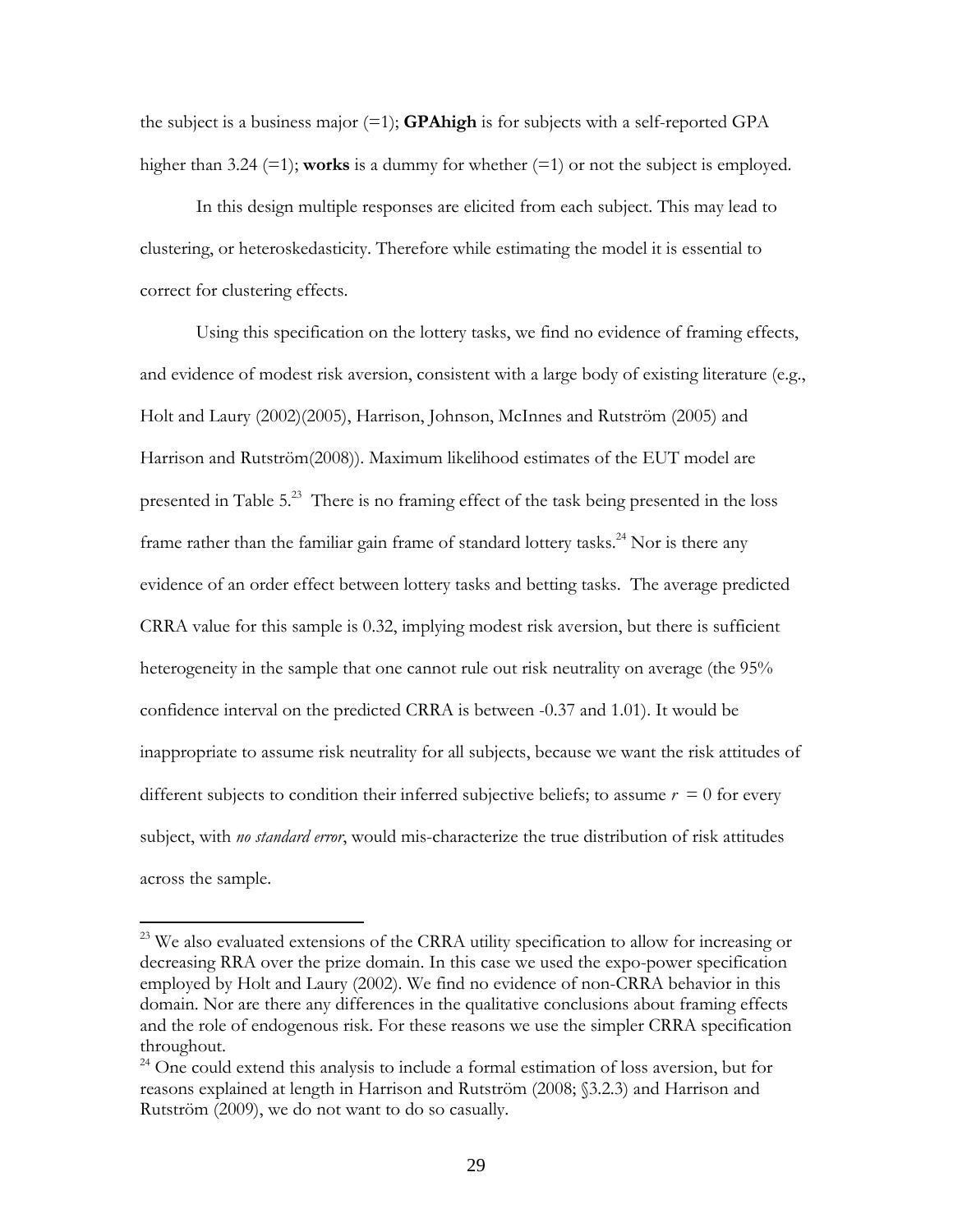the subject is a business major (=1); **GPAhigh** is for subjects with a self-reported GPA higher than 3.24 (=1); **works** is a dummy for whether (=1) or not the subject is employed.

In this design multiple responses are elicited from each subject. This may lead to clustering, or heteroskedasticity. Therefore while estimating the model it is essential to correct for clustering effects.

Using this specification on the lottery tasks, we find no evidence of framing effects, and evidence of modest risk aversion, consistent with a large body of existing literature (e.g., Holt and Laury (2002)(2005), Harrison, Johnson, McInnes and Rutström (2005) and Harrison and Rutström(2008)). Maximum likelihood estimates of the EUT model are presented in Table 5.[23] There is no framing effect of the task being presented in the loss frame rather than the familiar gain frame of standard lottery tasks.[24] Nor is there any evidence of an order effect between lottery tasks and betting tasks. The average predicted CRRA value for this sample is 0.32, implying modest risk aversion, but there is sufficient heterogeneity in the sample that one cannot rule out risk neutrality on average (the 95% confidence interval on the predicted CRRA is between -0.37 and 1.01). It would be inappropriate to assume risk neutrality for all subjects, because we want the risk attitudes of different subjects to condition their inferred subjective beliefs; to assume $r = 0$ for every subject, with *no standard error*, would mis-characterize the true distribution of risk attitudes across the sample.

---

[23] We also evaluated extensions of the CRRA utility specification to allow for increasing or decreasing RRA over the prize domain. In this case we used the expo-power specification employed by Holt and Laury (2002). We find no evidence of non-CRRA behavior in this domain. Nor are there any differences in the qualitative conclusions about framing effects and the role of endogenous risk. For these reasons we use the simpler CRRA specification throughout.

[24] One could extend this analysis to include a formal estimation of loss aversion, but for reasons explained at length in Harrison and Rutström (2008; §3.2.3) and Harrison and Rutström (2009), we do not want to do so casually.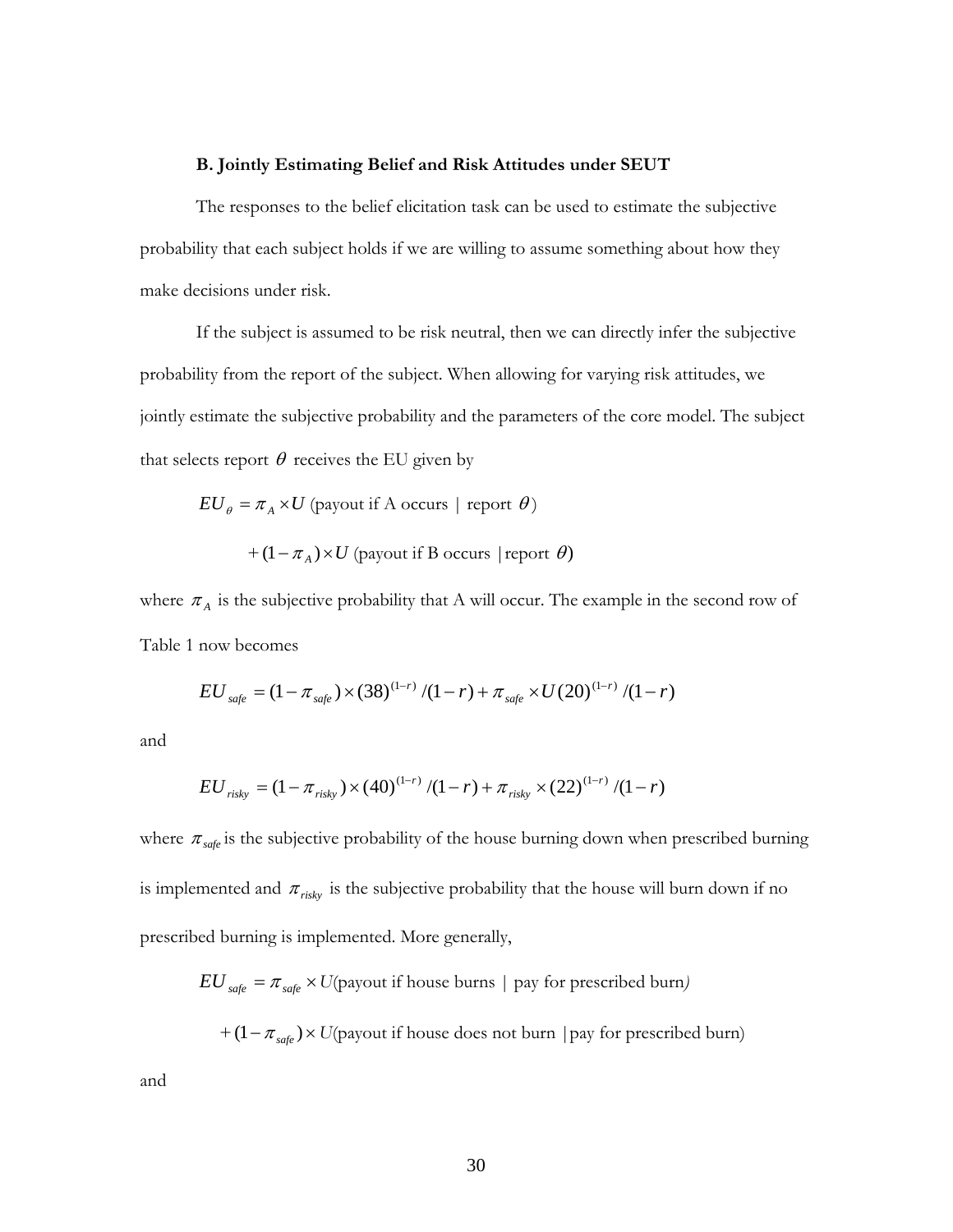**B. Jointly Estimating Belief and Risk Attitudes under SEUT**

The responses to the belief elicitation task can be used to estimate the subjective probability that each subject holds if we are willing to assume something about how they make decisions under risk.

If the subject is assumed to be risk neutral, then we can directly infer the subjective probability from the report of the subject. When allowing for varying risk attitudes, we jointly estimate the subjective probability and the parameters of the core model. The subject that selects report $\theta$ receives the EU given by

$$EU_{\theta} = \pi_A \times U \text{ (payout if A occurs } | \text{ report } \theta)$$

$$+ (1-\pi_A) \times U \text{ (payout if B occurs } | \text{report } \theta)$$

where $\pi_A$ is the subjective probability that A will occur. The example in the second row of Table 1 now becomes

$$EU_{safe} = (1-\pi_{safe}) \times (38)^{(1-r)} / (1-r) + \pi_{safe} \times U(20)^{(1-r)} / (1-r)$$

and

$$EU_{risky} = (1-\pi_{risky}) \times (40)^{(1-r)} / (1-r) + \pi_{risky} \times (22)^{(1-r)} / (1-r)$$

where $\pi_{safe}$ is the subjective probability of the house burning down when prescribed burning is implemented and $\pi_{risky}$ is the subjective probability that the house will burn down if no prescribed burning is implemented. More generally,

$$EU_{safe} = \pi_{safe} \times U\text{(payout if house burns } | \text{ pay for prescribed burn)}$$

$$+ (1-\pi_{safe}) \times U\text{(payout if house does not burn } |\text{pay for prescribed burn)}$$

and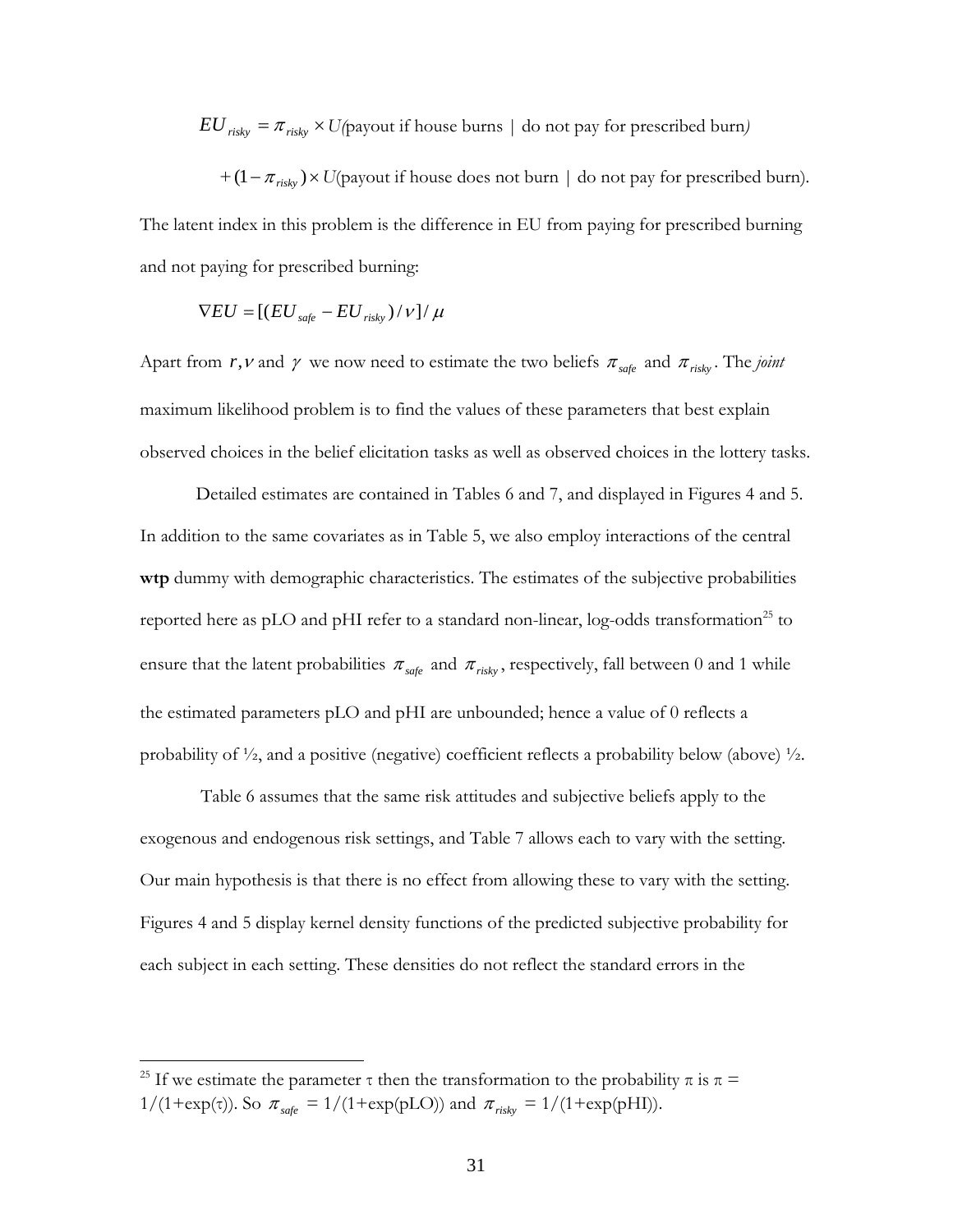$$EU_{risky} = \pi_{risky} \times U(\text{payout if house burns} \mid \text{do not pay for prescribed burn})$$

$$+ (1 - \pi_{risky}) \times U(\text{payout if house does not burn} \mid \text{do not pay for prescribed burn}).$$

The latent index in this problem is the difference in EU from paying for prescribed burning and not paying for prescribed burning:

$$\nabla EU = [(EU_{safe} - EU_{risky})/\nu]/\mu$$

Apart from $r, \nu$ and $\gamma$ we now need to estimate the two beliefs $\pi_{safe}$ and $\pi_{risky}$. The *joint* maximum likelihood problem is to find the values of these parameters that best explain observed choices in the belief elicitation tasks as well as observed choices in the lottery tasks.

Detailed estimates are contained in Tables 6 and 7, and displayed in Figures 4 and 5. In addition to the same covariates as in Table 5, we also employ interactions of the central **wtp** dummy with demographic characteristics. The estimates of the subjective probabilities reported here as pLO and pHI refer to a standard non-linear, log-odds transformation[25] to ensure that the latent probabilities $\pi_{safe}$ and $\pi_{risky}$, respectively, fall between 0 and 1 while the estimated parameters pLO and pHI are unbounded; hence a value of 0 reflects a probability of ½, and a positive (negative) coefficient reflects a probability below (above) ½.

Table 6 assumes that the same risk attitudes and subjective beliefs apply to the exogenous and endogenous risk settings, and Table 7 allows each to vary with the setting. Our main hypothesis is that there is no effect from allowing these to vary with the setting. Figures 4 and 5 display kernel density functions of the predicted subjective probability for each subject in each setting. These densities do not reflect the standard errors in the

[25] If we estimate the parameter $\tau$ then the transformation to the probability $\pi$ is $\pi = 1/(1+\exp(\tau))$. So $\pi_{safe} = 1/(1+\exp(\text{pLO}))$ and $\pi_{risky} = 1/(1+\exp(\text{pHI}))$.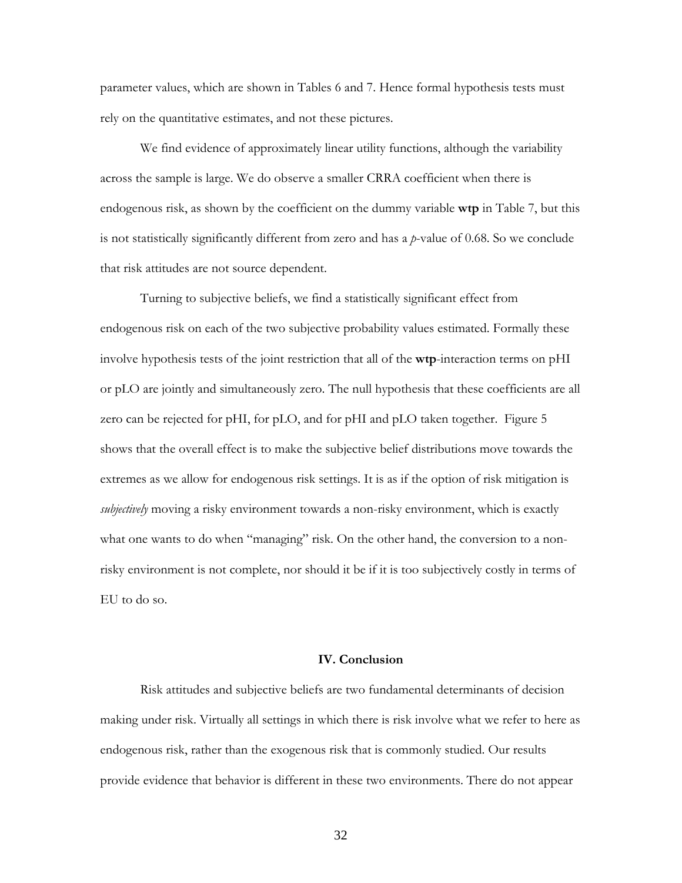parameter values, which are shown in Tables 6 and 7. Hence formal hypothesis tests must rely on the quantitative estimates, and not these pictures.

We find evidence of approximately linear utility functions, although the variability across the sample is large. We do observe a smaller CRRA coefficient when there is endogenous risk, as shown by the coefficient on the dummy variable **wtp** in Table 7, but this is not statistically significantly different from zero and has a *p*-value of 0.68. So we conclude that risk attitudes are not source dependent.

Turning to subjective beliefs, we find a statistically significant effect from endogenous risk on each of the two subjective probability values estimated. Formally these involve hypothesis tests of the joint restriction that all of the **wtp**-interaction terms on pHI or pLO are jointly and simultaneously zero. The null hypothesis that these coefficients are all zero can be rejected for pHI, for pLO, and for pHI and pLO taken together. Figure 5 shows that the overall effect is to make the subjective belief distributions move towards the extremes as we allow for endogenous risk settings. It is as if the option of risk mitigation is *subjectively* moving a risky environment towards a non-risky environment, which is exactly what one wants to do when "managing" risk. On the other hand, the conversion to a non-risky environment is not complete, nor should it be if it is too subjectively costly in terms of EU to do so.

## IV. Conclusion

Risk attitudes and subjective beliefs are two fundamental determinants of decision making under risk. Virtually all settings in which there is risk involve what we refer to here as endogenous risk, rather than the exogenous risk that is commonly studied. Our results provide evidence that behavior is different in these two environments. There do not appear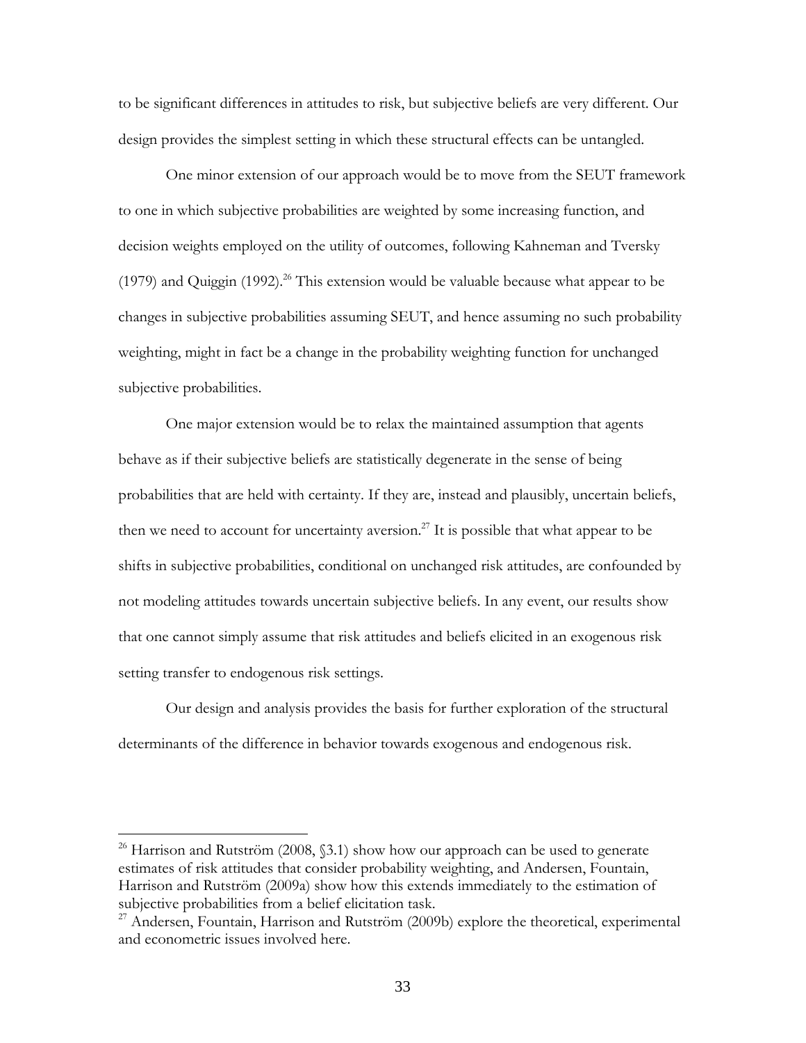to be significant differences in attitudes to risk, but subjective beliefs are very different. Our design provides the simplest setting in which these structural effects can be untangled.

One minor extension of our approach would be to move from the SEUT framework to one in which subjective probabilities are weighted by some increasing function, and decision weights employed on the utility of outcomes, following Kahneman and Tversky (1979) and Quiggin (1992).[26] This extension would be valuable because what appear to be changes in subjective probabilities assuming SEUT, and hence assuming no such probability weighting, might in fact be a change in the probability weighting function for unchanged subjective probabilities.

One major extension would be to relax the maintained assumption that agents behave as if their subjective beliefs are statistically degenerate in the sense of being probabilities that are held with certainty. If they are, instead and plausibly, uncertain beliefs, then we need to account for uncertainty aversion.[27] It is possible that what appear to be shifts in subjective probabilities, conditional on unchanged risk attitudes, are confounded by not modeling attitudes towards uncertain subjective beliefs. In any event, our results show that one cannot simply assume that risk attitudes and beliefs elicited in an exogenous risk setting transfer to endogenous risk settings.

Our design and analysis provides the basis for further exploration of the structural determinants of the difference in behavior towards exogenous and endogenous risk.

---

[26] Harrison and Rutström (2008, §3.1) show how our approach can be used to generate estimates of risk attitudes that consider probability weighting, and Andersen, Fountain, Harrison and Rutström (2009a) show how this extends immediately to the estimation of subjective probabilities from a belief elicitation task.

[27] Andersen, Fountain, Harrison and Rutström (2009b) explore the theoretical, experimental and econometric issues involved here.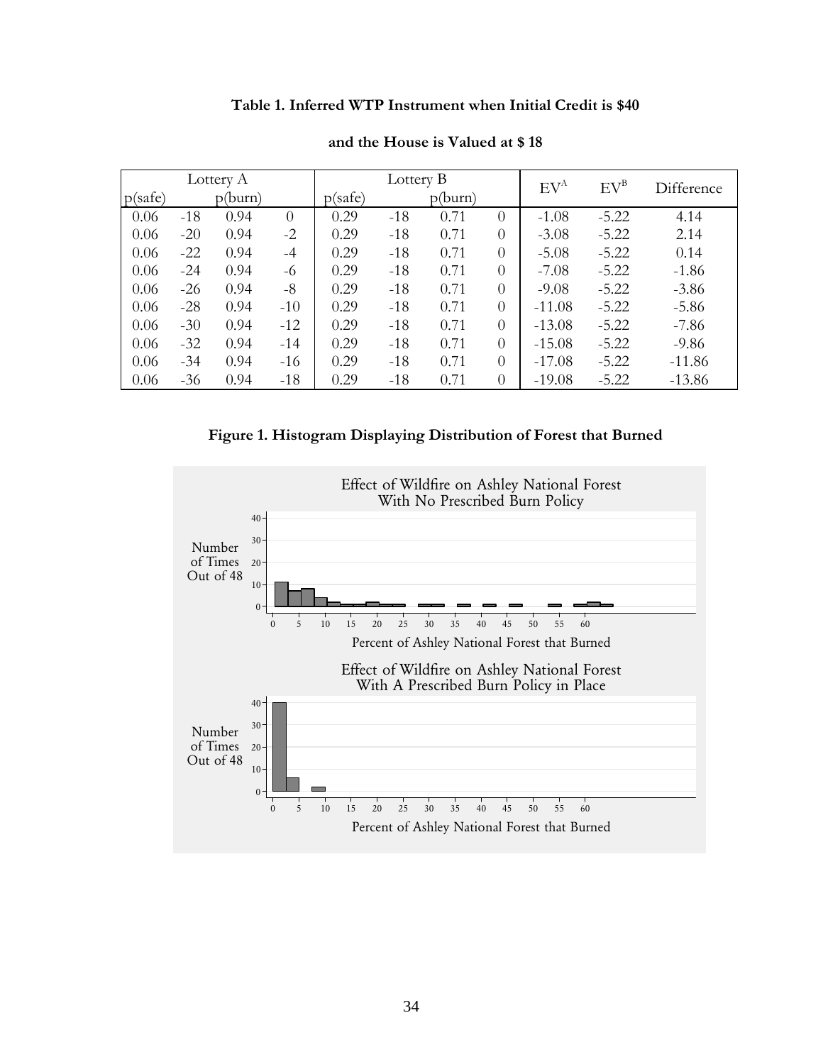**Table 1. Inferred WTP Instrument when Initial Credit is $40**

**and the House is Valued at $ 18**

| Lottery A | | | | Lottery B | | | | $EV^A$ | $EV^B$ | Difference |
|---|---|---|---|---|---|---|---|---|---|---|
| p(safe) | | p(burn) | | p(safe) | | p(burn) | | | | |
| 0.06 | -18 | 0.94 | 0 | 0.29 | -18 | 0.71 | 0 | -1.08 | -5.22 | 4.14 |
| 0.06 | -20 | 0.94 | -2 | 0.29 | -18 | 0.71 | 0 | -3.08 | -5.22 | 2.14 |
| 0.06 | -22 | 0.94 | -4 | 0.29 | -18 | 0.71 | 0 | -5.08 | -5.22 | 0.14 |
| 0.06 | -24 | 0.94 | -6 | 0.29 | -18 | 0.71 | 0 | -7.08 | -5.22 | -1.86 |
| 0.06 | -26 | 0.94 | -8 | 0.29 | -18 | 0.71 | 0 | -9.08 | -5.22 | -3.86 |
| 0.06 | -28 | 0.94 | -10 | 0.29 | -18 | 0.71 | 0 | -11.08 | -5.22 | -5.86 |
| 0.06 | -30 | 0.94 | -12 | 0.29 | -18 | 0.71 | 0 | -13.08 | -5.22 | -7.86 |
| 0.06 | -32 | 0.94 | -14 | 0.29 | -18 | 0.71 | 0 | -15.08 | -5.22 | -9.86 |
| 0.06 | -34 | 0.94 | -16 | 0.29 | -18 | 0.71 | 0 | -17.08 | -5.22 | -11.86 |
| 0.06 | -36 | 0.94 | -18 | 0.29 | -18 | 0.71 | 0 | -19.08 | -5.22 | -13.86 |

**Figure 1. Histogram Displaying Distribution of Forest that Burned**

Effect of Wildfire on Ashley National Forest With No Prescribed Burn Policy

Number of Times Out of 48

Percent of Ashley National Forest that Burned

Effect of Wildfire on Ashley National Forest With A Prescribed Burn Policy in Place

Number of Times Out of 48

Percent of Ashley National Forest that Burned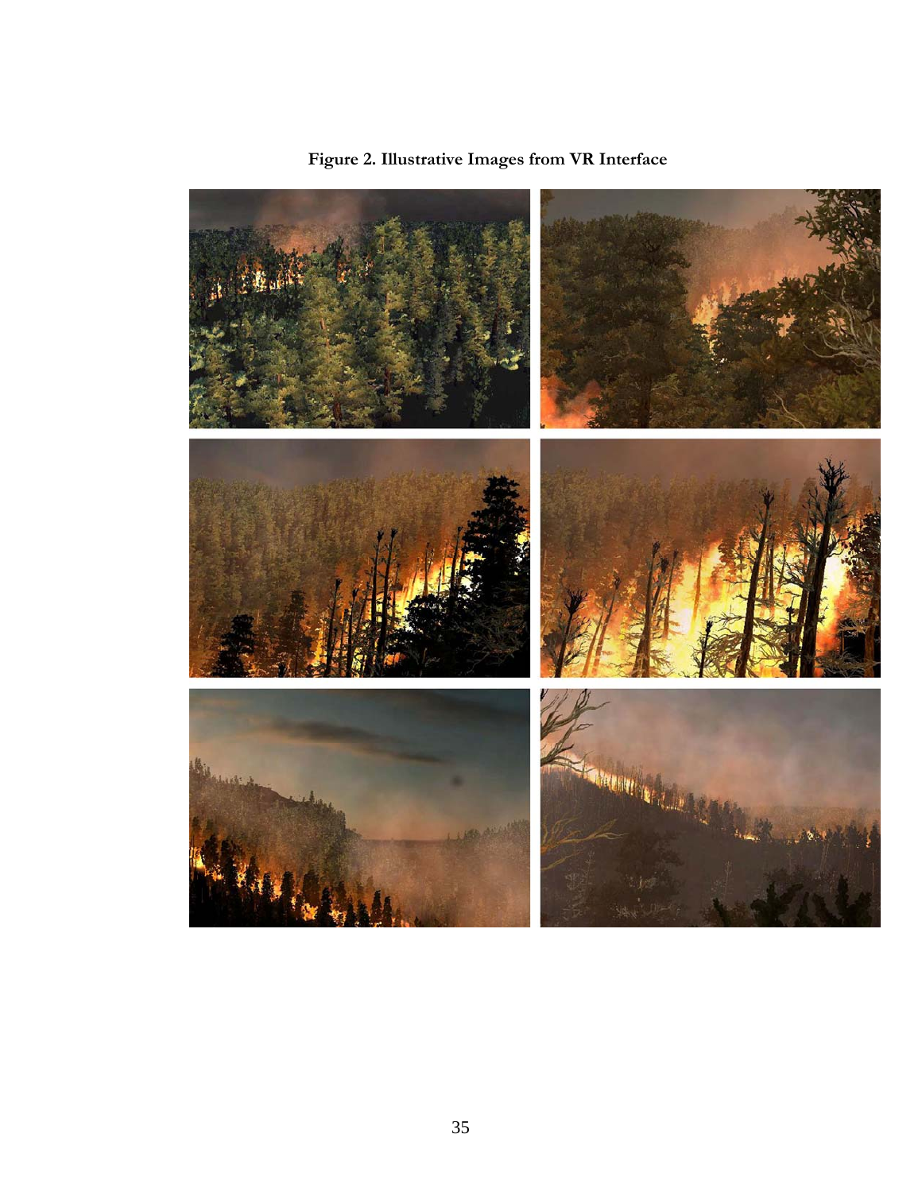**Figure 2. Illustrative Images from VR Interface**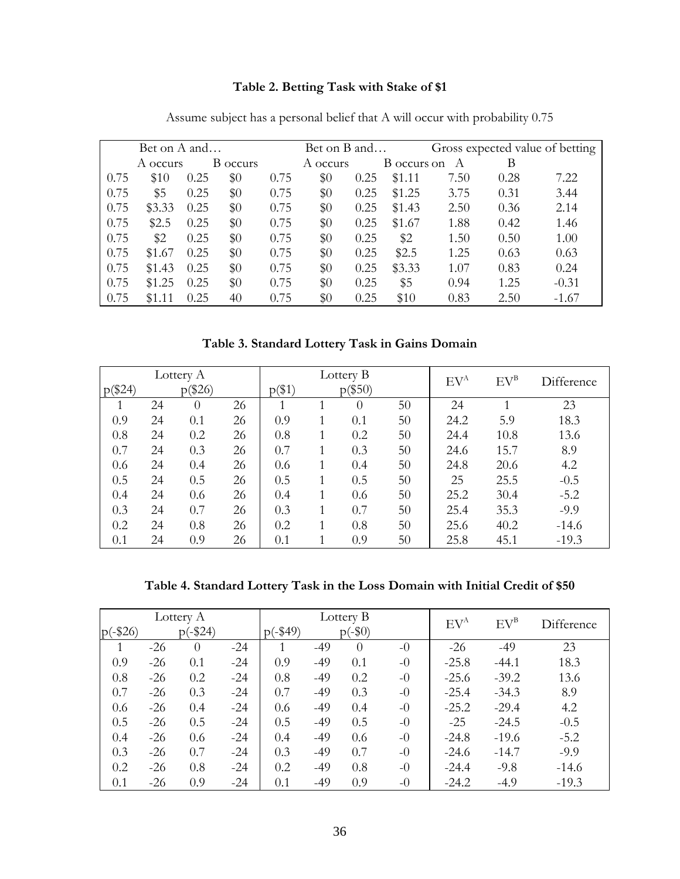**Table 2. Betting Task with Stake of $1**

Assume subject has a personal belief that A will occur with probability 0.75

| Bet on A and… | | | | Bet on B and… | | | | Gross expected value of betting | | |
|---|---|---|---|---|---|---|---|---|---|---|
| A occurs | | B occurs | | A occurs | | B occurs on | | A | B | |
| 0.75 | $10 | 0.25 | $0 | 0.75 | $0 | 0.25 | $1.11 | 7.50 | 0.28 | 7.22 |
| 0.75 | $5 | 0.25 | $0 | 0.75 | $0 | 0.25 | $1.25 | 3.75 | 0.31 | 3.44 |
| 0.75 | $3.33 | 0.25 | $0 | 0.75 | $0 | 0.25 | $1.43 | 2.50 | 0.36 | 2.14 |
| 0.75 | $2.5 | 0.25 | $0 | 0.75 | $0 | 0.25 | $1.67 | 1.88 | 0.42 | 1.46 |
| 0.75 | $2 | 0.25 | $0 | 0.75 | $0 | 0.25 | $2 | 1.50 | 0.50 | 1.00 |
| 0.75 | $1.67 | 0.25 | $0 | 0.75 | $0 | 0.25 | $2.5 | 1.25 | 0.63 | 0.63 |
| 0.75 | $1.43 | 0.25 | $0 | 0.75 | $0 | 0.25 | $3.33 | 1.07 | 0.83 | 0.24 |
| 0.75 | $1.25 | 0.25 | $0 | 0.75 | $0 | 0.25 | $5 | 0.94 | 1.25 | -0.31 |
| 0.75 | $1.11 | 0.25 | 40 | 0.75 | $0 | 0.25 | $10 | 0.83 | 2.50 | -1.67 |

**Table 3. Standard Lottery Task in Gains Domain**

| Lottery A | | | | Lottery B | | | | $EV^A$ | $EV^B$ | Difference |
|---|---|---|---|---|---|---|---|---|---|---|
| p($24) | | p($26) | | p($1) | | p($50) | | | | |
| 1 | 24 | 0 | 26 | 1 | 1 | 0 | 50 | 24 | 1 | 23 |
| 0.9 | 24 | 0.1 | 26 | 0.9 | 1 | 0.1 | 50 | 24.2 | 5.9 | 18.3 |
| 0.8 | 24 | 0.2 | 26 | 0.8 | 1 | 0.2 | 50 | 24.4 | 10.8 | 13.6 |
| 0.7 | 24 | 0.3 | 26 | 0.7 | 1 | 0.3 | 50 | 24.6 | 15.7 | 8.9 |
| 0.6 | 24 | 0.4 | 26 | 0.6 | 1 | 0.4 | 50 | 24.8 | 20.6 | 4.2 |
| 0.5 | 24 | 0.5 | 26 | 0.5 | 1 | 0.5 | 50 | 25 | 25.5 | -0.5 |
| 0.4 | 24 | 0.6 | 26 | 0.4 | 1 | 0.6 | 50 | 25.2 | 30.4 | -5.2 |
| 0.3 | 24 | 0.7 | 26 | 0.3 | 1 | 0.7 | 50 | 25.4 | 35.3 | -9.9 |
| 0.2 | 24 | 0.8 | 26 | 0.2 | 1 | 0.8 | 50 | 25.6 | 40.2 | -14.6 |
| 0.1 | 24 | 0.9 | 26 | 0.1 | 1 | 0.9 | 50 | 25.8 | 45.1 | -19.3 |

**Table 4. Standard Lottery Task in the Loss Domain with Initial Credit of $50**

| Lottery A | | | | Lottery B | | | | $EV^A$ | $EV^B$ | Difference |
|---|---|---|---|---|---|---|---|---|---|---|
| p(-$26) | | p(-$24) | | p(-$49) | | p(-$0) | | | | |
| 1 | -26 | 0 | -24 | 1 | -49 | 0 | -0 | -26 | -49 | 23 |
| 0.9 | -26 | 0.1 | -24 | 0.9 | -49 | 0.1 | -0 | -25.8 | -44.1 | 18.3 |
| 0.8 | -26 | 0.2 | -24 | 0.8 | -49 | 0.2 | -0 | -25.6 | -39.2 | 13.6 |
| 0.7 | -26 | 0.3 | -24 | 0.7 | -49 | 0.3 | -0 | -25.4 | -34.3 | 8.9 |
| 0.6 | -26 | 0.4 | -24 | 0.6 | -49 | 0.4 | -0 | -25.2 | -29.4 | 4.2 |
| 0.5 | -26 | 0.5 | -24 | 0.5 | -49 | 0.5 | -0 | -25 | -24.5 | -0.5 |
| 0.4 | -26 | 0.6 | -24 | 0.4 | -49 | 0.6 | -0 | -24.8 | -19.6 | -5.2 |
| 0.3 | -26 | 0.7 | -24 | 0.3 | -49 | 0.7 | -0 | -24.6 | -14.7 | -9.9 |
| 0.2 | -26 | 0.8 | -24 | 0.2 | -49 | 0.8 | -0 | -24.4 | -9.8 | -14.6 |
| 0.1 | -26 | 0.9 | -24 | 0.1 | -49 | 0.9 | -0 | -24.2 | -4.9 | -19.3 |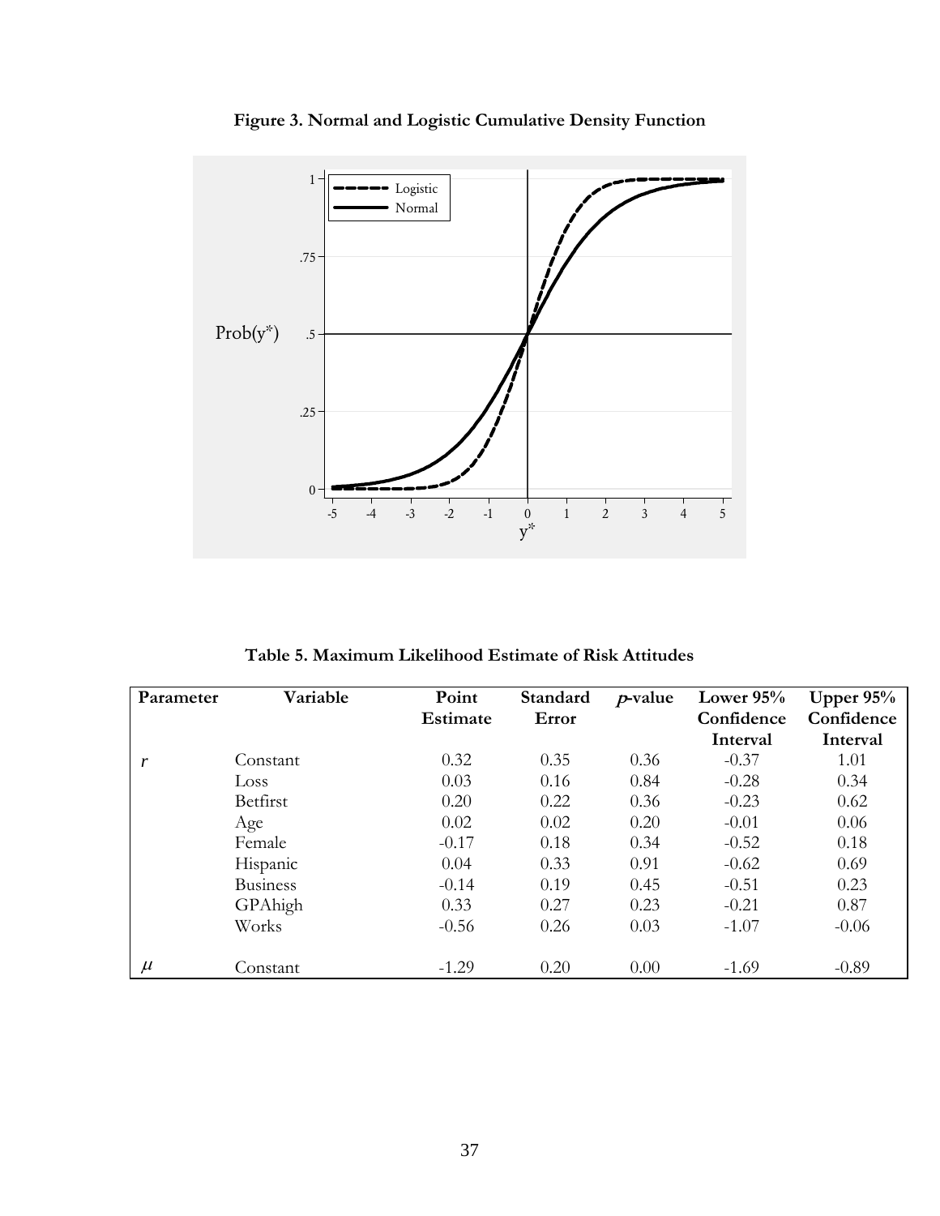**Figure 3. Normal and Logistic Cumulative Density Function**

**Table 5. Maximum Likelihood Estimate of Risk Attitudes**

| Parameter | Variable | Point Estimate | Standard Error | *p*-value | Lower 95% Confidence Interval | Upper 95% Confidence Interval |
|---|---|---|---|---|---|---|
| $r$ | Constant | 0.32 | 0.35 | 0.36 | -0.37 | 1.01 |
| | Loss | 0.03 | 0.16 | 0.84 | -0.28 | 0.34 |
| | Betfirst | 0.20 | 0.22 | 0.36 | -0.23 | 0.62 |
| | Age | 0.02 | 0.02 | 0.20 | -0.01 | 0.06 |
| | Female | -0.17 | 0.18 | 0.34 | -0.52 | 0.18 |
| | Hispanic | 0.04 | 0.33 | 0.91 | -0.62 | 0.69 |
| | Business | -0.14 | 0.19 | 0.45 | -0.51 | 0.23 |
| | GPAhigh | 0.33 | 0.27 | 0.23 | -0.21 | 0.87 |
| | Works | -0.56 | 0.26 | 0.03 | -1.07 | -0.06 |
| $\mu$ | Constant | -1.29 | 0.20 | 0.00 | -1.69 | -0.89 |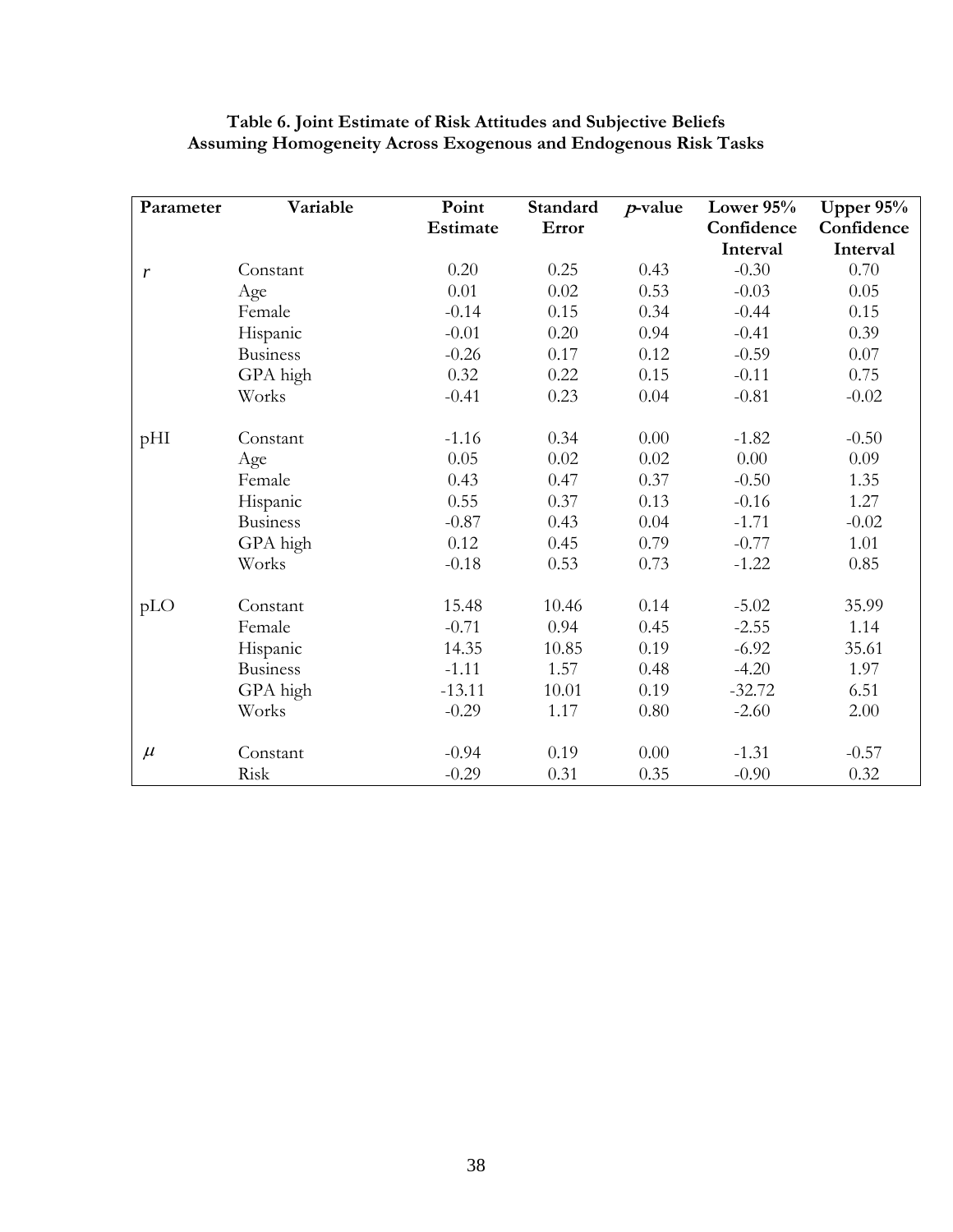**Table 6. Joint Estimate of Risk Attitudes and Subjective Beliefs Assuming Homogeneity Across Exogenous and Endogenous Risk Tasks**

| Parameter | Variable | Point Estimate | Standard Error | $p$-value | Lower 95% Confidence Interval | Upper 95% Confidence Interval |
|---|---|---|---|---|---|---|
| $r$ | Constant | 0.20 | 0.25 | 0.43 | -0.30 | 0.70 |
| | Age | 0.01 | 0.02 | 0.53 | -0.03 | 0.05 |
| | Female | -0.14 | 0.15 | 0.34 | -0.44 | 0.15 |
| | Hispanic | -0.01 | 0.20 | 0.94 | -0.41 | 0.39 |
| | Business | -0.26 | 0.17 | 0.12 | -0.59 | 0.07 |
| | GPA high | 0.32 | 0.22 | 0.15 | -0.11 | 0.75 |
| | Works | -0.41 | 0.23 | 0.04 | -0.81 | -0.02 |
| pHI | Constant | -1.16 | 0.34 | 0.00 | -1.82 | -0.50 |
| | Age | 0.05 | 0.02 | 0.02 | 0.00 | 0.09 |
| | Female | 0.43 | 0.47 | 0.37 | -0.50 | 1.35 |
| | Hispanic | 0.55 | 0.37 | 0.13 | -0.16 | 1.27 |
| | Business | -0.87 | 0.43 | 0.04 | -1.71 | -0.02 |
| | GPA high | 0.12 | 0.45 | 0.79 | -0.77 | 1.01 |
| | Works | -0.18 | 0.53 | 0.73 | -1.22 | 0.85 |
| pLO | Constant | 15.48 | 10.46 | 0.14 | -5.02 | 35.99 |
| | Female | -0.71 | 0.94 | 0.45 | -2.55 | 1.14 |
| | Hispanic | 14.35 | 10.85 | 0.19 | -6.92 | 35.61 |
| | Business | -1.11 | 1.57 | 0.48 | -4.20 | 1.97 |
| | GPA high | -13.11 | 10.01 | 0.19 | -32.72 | 6.51 |
| | Works | -0.29 | 1.17 | 0.80 | -2.60 | 2.00 |
| $\mu$ | Constant | -0.94 | 0.19 | 0.00 | -1.31 | -0.57 |
| | Risk | -0.29 | 0.31 | 0.35 | -0.90 | 0.32 |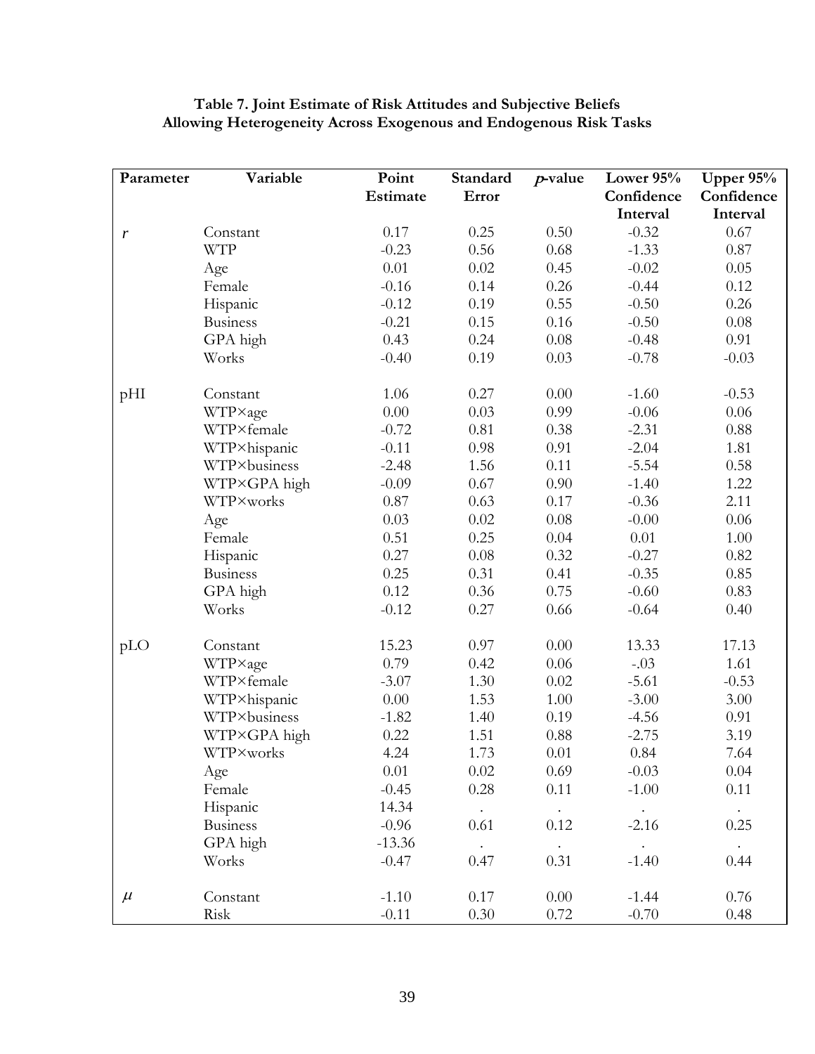**Table 7. Joint Estimate of Risk Attitudes and Subjective Beliefs Allowing Heterogeneity Across Exogenous and Endogenous Risk Tasks**

| Parameter | Variable | Point Estimate | Standard Error | *p*-value | Lower 95% Confidence Interval | Upper 95% Confidence Interval |
|---|---|---|---|---|---|---|
| $r$ | Constant | 0.17 | 0.25 | 0.50 | -0.32 | 0.67 |
| | WTP | -0.23 | 0.56 | 0.68 | -1.33 | 0.87 |
| | Age | 0.01 | 0.02 | 0.45 | -0.02 | 0.05 |
| | Female | -0.16 | 0.14 | 0.26 | -0.44 | 0.12 |
| | Hispanic | -0.12 | 0.19 | 0.55 | -0.50 | 0.26 |
| | Business | -0.21 | 0.15 | 0.16 | -0.50 | 0.08 |
| | GPA high | 0.43 | 0.24 | 0.08 | -0.48 | 0.91 |
| | Works | -0.40 | 0.19 | 0.03 | -0.78 | -0.03 |
| pHI | Constant | 1.06 | 0.27 | 0.00 | -1.60 | -0.53 |
| | WTP×age | 0.00 | 0.03 | 0.99 | -0.06 | 0.06 |
| | WTP×female | -0.72 | 0.81 | 0.38 | -2.31 | 0.88 |
| | WTP×hispanic | -0.11 | 0.98 | 0.91 | -2.04 | 1.81 |
| | WTP×business | -2.48 | 1.56 | 0.11 | -5.54 | 0.58 |
| | WTP×GPA high | -0.09 | 0.67 | 0.90 | -1.40 | 1.22 |
| | WTP×works | 0.87 | 0.63 | 0.17 | -0.36 | 2.11 |
| | Age | 0.03 | 0.02 | 0.08 | -0.00 | 0.06 |
| | Female | 0.51 | 0.25 | 0.04 | 0.01 | 1.00 |
| | Hispanic | 0.27 | 0.08 | 0.32 | -0.27 | 0.82 |
| | Business | 0.25 | 0.31 | 0.41 | -0.35 | 0.85 |
| | GPA high | 0.12 | 0.36 | 0.75 | -0.60 | 0.83 |
| | Works | -0.12 | 0.27 | 0.66 | -0.64 | 0.40 |
| pLO | Constant | 15.23 | 0.97 | 0.00 | 13.33 | 17.13 |
| | WTP×age | 0.79 | 0.42 | 0.06 | -.03 | 1.61 |
| | WTP×female | -3.07 | 1.30 | 0.02 | -5.61 | -0.53 |
| | WTP×hispanic | 0.00 | 1.53 | 1.00 | -3.00 | 3.00 |
| | WTP×business | -1.82 | 1.40 | 0.19 | -4.56 | 0.91 |
| | WTP×GPA high | 0.22 | 1.51 | 0.88 | -2.75 | 3.19 |
| | WTP×works | 4.24 | 1.73 | 0.01 | 0.84 | 7.64 |
| | Age | 0.01 | 0.02 | 0.69 | -0.03 | 0.04 |
| | Female | -0.45 | 0.28 | 0.11 | -1.00 | 0.11 |
| | Hispanic | 14.34 | . | . | . | . |
| | Business | -0.96 | 0.61 | 0.12 | -2.16 | 0.25 |
| | GPA high | -13.36 | . | . | . | . |
| | Works | -0.47 | 0.47 | 0.31 | -1.40 | 0.44 |
| $\mu$ | Constant | -1.10 | 0.17 | 0.00 | -1.44 | 0.76 |
| | Risk | -0.11 | 0.30 | 0.72 | -0.70 | 0.48 |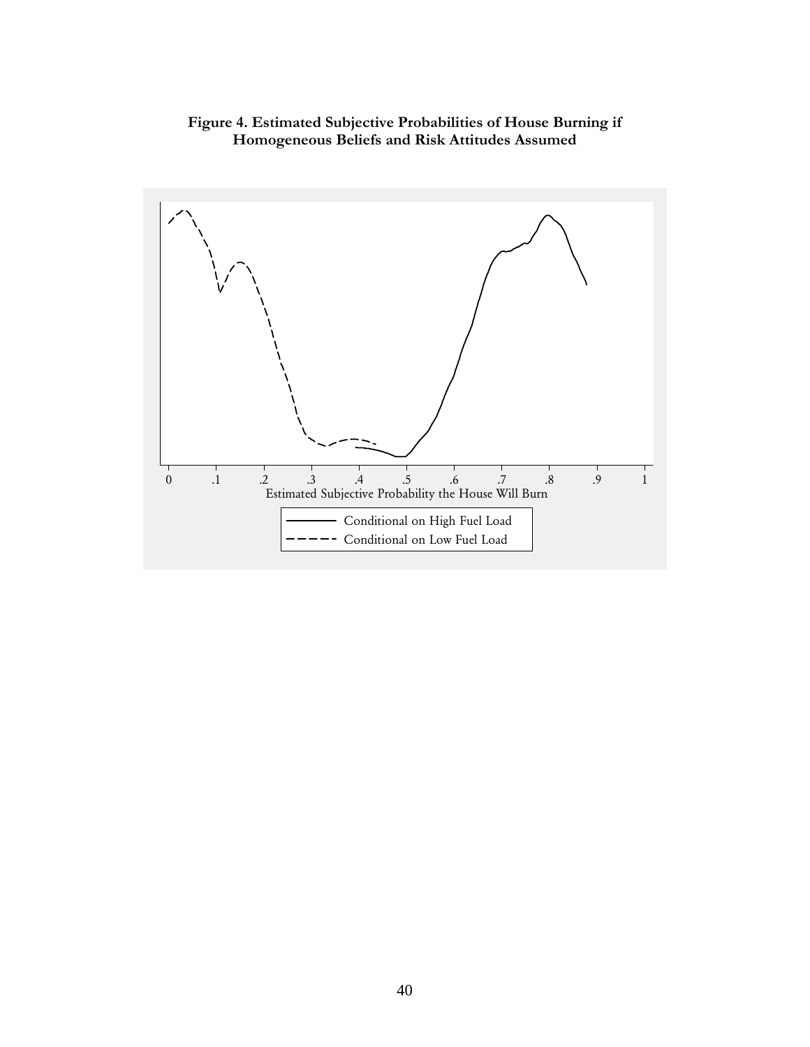**Figure 4. Estimated Subjective Probabilities of House Burning if Homogeneous Beliefs and Risk Attitudes Assumed**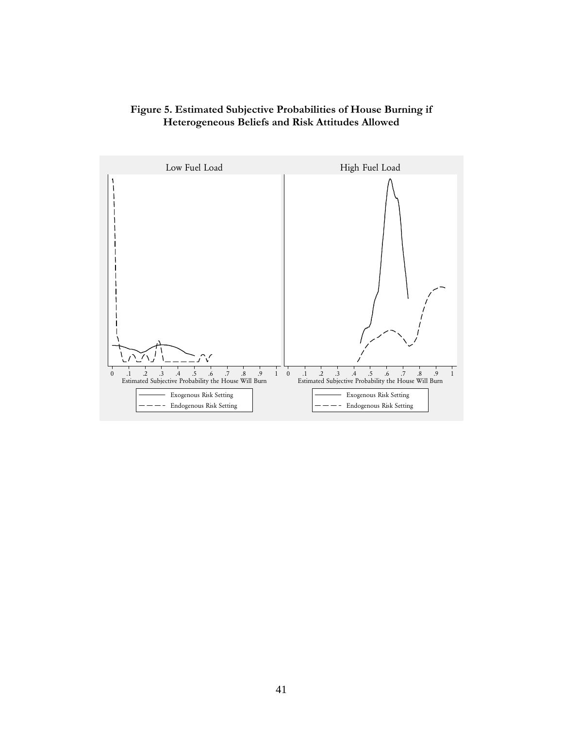**Figure 5. Estimated Subjective Probabilities of House Burning if Heterogeneous Beliefs and Risk Attitudes Allowed**

Low Fuel Load

High Fuel Load

0 .1 .2 .3 .4 .5 .6 .7 .8 .9 1

Estimated Subjective Probability the House Will Burn

0 .1 .2 .3 .4 .5 .6 .7 .8 .9 1

Estimated Subjective Probability the House Will Burn

Exogenous Risk Setting

Endogenous Risk Setting

Exogenous Risk Setting

Endogenous Risk Setting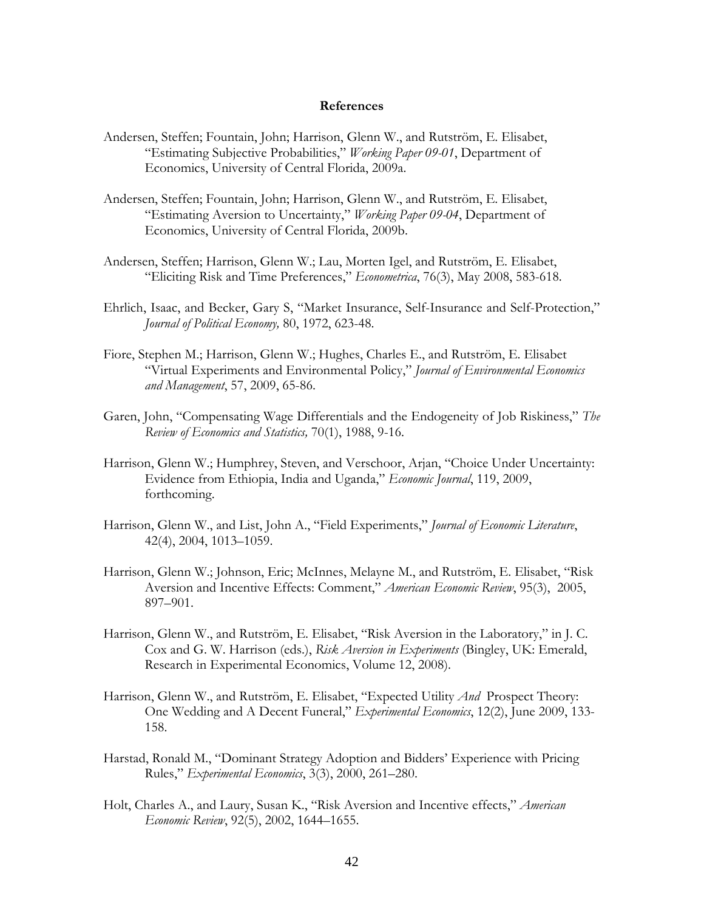# References

Andersen, Steffen; Fountain, John; Harrison, Glenn W., and Rutström, E. Elisabet, "Estimating Subjective Probabilities," *Working Paper 09-01*, Department of Economics, University of Central Florida, 2009a.

Andersen, Steffen; Fountain, John; Harrison, Glenn W., and Rutström, E. Elisabet, "Estimating Aversion to Uncertainty," *Working Paper 09-04*, Department of Economics, University of Central Florida, 2009b.

Andersen, Steffen; Harrison, Glenn W.; Lau, Morten Igel, and Rutström, E. Elisabet, "Eliciting Risk and Time Preferences," *Econometrica*, 76(3), May 2008, 583-618.

Ehrlich, Isaac, and Becker, Gary S, "Market Insurance, Self-Insurance and Self-Protection," *Journal of Political Economy,* 80, 1972, 623-48.

Fiore, Stephen M.; Harrison, Glenn W.; Hughes, Charles E., and Rutström, E. Elisabet "Virtual Experiments and Environmental Policy," *Journal of Environmental Economics and Management*, 57, 2009, 65-86.

Garen, John, "Compensating Wage Differentials and the Endogeneity of Job Riskiness," *The Review of Economics and Statistics,* 70(1), 1988, 9-16.

Harrison, Glenn W.; Humphrey, Steven, and Verschoor, Arjan, "Choice Under Uncertainty: Evidence from Ethiopia, India and Uganda," *Economic Journal*, 119, 2009, forthcoming.

Harrison, Glenn W., and List, John A., "Field Experiments," *Journal of Economic Literature*, 42(4), 2004, 1013–1059.

Harrison, Glenn W.; Johnson, Eric; McInnes, Melayne M., and Rutström, E. Elisabet, "Risk Aversion and Incentive Effects: Comment," *American Economic Review*, 95(3), 2005, 897–901.

Harrison, Glenn W., and Rutström, E. Elisabet, "Risk Aversion in the Laboratory," in J. C. Cox and G. W. Harrison (eds.), *Risk Aversion in Experiments* (Bingley, UK: Emerald, Research in Experimental Economics, Volume 12, 2008).

Harrison, Glenn W., and Rutström, E. Elisabet, "Expected Utility *And* Prospect Theory: One Wedding and A Decent Funeral," *Experimental Economics*, 12(2), June 2009, 133-158.

Harstad, Ronald M., "Dominant Strategy Adoption and Bidders' Experience with Pricing Rules," *Experimental Economics*, 3(3), 2000, 261–280.

Holt, Charles A., and Laury, Susan K., "Risk Aversion and Incentive effects," *American Economic Review*, 92(5), 2002, 1644–1655.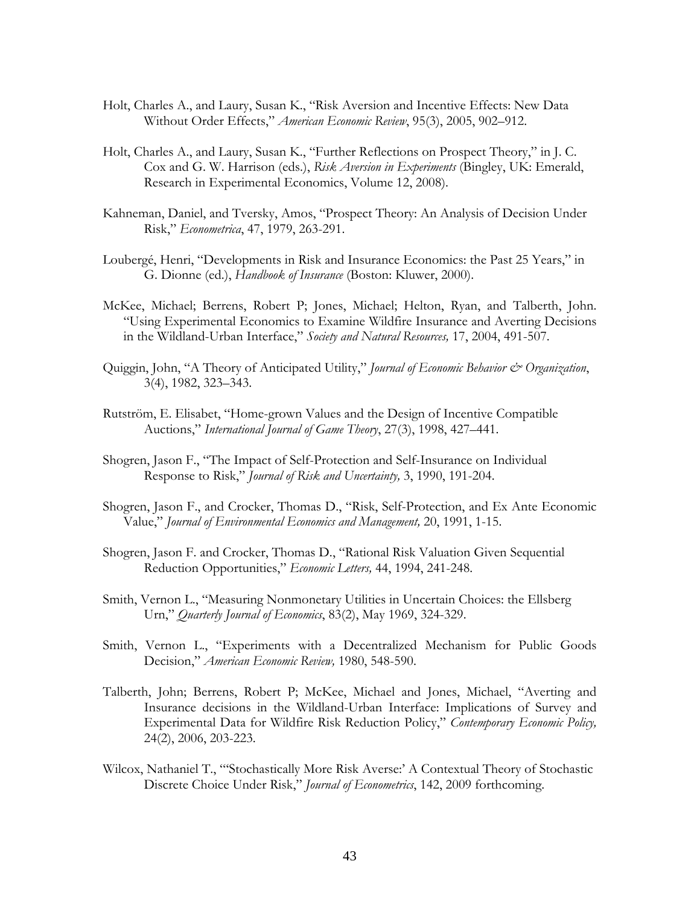Holt, Charles A., and Laury, Susan K., "Risk Aversion and Incentive Effects: New Data Without Order Effects," *American Economic Review*, 95(3), 2005, 902–912.

Holt, Charles A., and Laury, Susan K., "Further Reflections on Prospect Theory," in J. C. Cox and G. W. Harrison (eds.), *Risk Aversion in Experiments* (Bingley, UK: Emerald, Research in Experimental Economics, Volume 12, 2008).

Kahneman, Daniel, and Tversky, Amos, "Prospect Theory: An Analysis of Decision Under Risk," *Econometrica*, 47, 1979, 263-291.

Loubergé, Henri, "Developments in Risk and Insurance Economics: the Past 25 Years," in G. Dionne (ed.), *Handbook of Insurance* (Boston: Kluwer, 2000).

McKee, Michael; Berrens, Robert P; Jones, Michael; Helton, Ryan, and Talberth, John. "Using Experimental Economics to Examine Wildfire Insurance and Averting Decisions in the Wildland-Urban Interface," *Society and Natural Resources,* 17, 2004, 491-507.

Quiggin, John, "A Theory of Anticipated Utility," *Journal of Economic Behavior & Organization*, 3(4), 1982, 323–343.

Rutström, E. Elisabet, "Home-grown Values and the Design of Incentive Compatible Auctions," *International Journal of Game Theory*, 27(3), 1998, 427–441.

Shogren, Jason F., "The Impact of Self-Protection and Self-Insurance on Individual Response to Risk," *Journal of Risk and Uncertainty,* 3, 1990, 191-204.

Shogren, Jason F., and Crocker, Thomas D., "Risk, Self-Protection, and Ex Ante Economic Value," *Journal of Environmental Economics and Management,* 20, 1991, 1-15.

Shogren, Jason F. and Crocker, Thomas D., "Rational Risk Valuation Given Sequential Reduction Opportunities," *Economic Letters,* 44, 1994, 241-248.

Smith, Vernon L., "Measuring Nonmonetary Utilities in Uncertain Choices: the Ellsberg Urn," *Quarterly Journal of Economics*, 83(2), May 1969, 324-329.

Smith, Vernon L., "Experiments with a Decentralized Mechanism for Public Goods Decision," *American Economic Review,* 1980, 548-590.

Talberth, John; Berrens, Robert P; McKee, Michael and Jones, Michael, "Averting and Insurance decisions in the Wildland-Urban Interface: Implications of Survey and Experimental Data for Wildfire Risk Reduction Policy," *Contemporary Economic Policy,* 24(2), 2006, 203-223.

Wilcox, Nathaniel T., "'Stochastically More Risk Averse:' A Contextual Theory of Stochastic Discrete Choice Under Risk," *Journal of Econometrics*, 142, 2009 forthcoming.